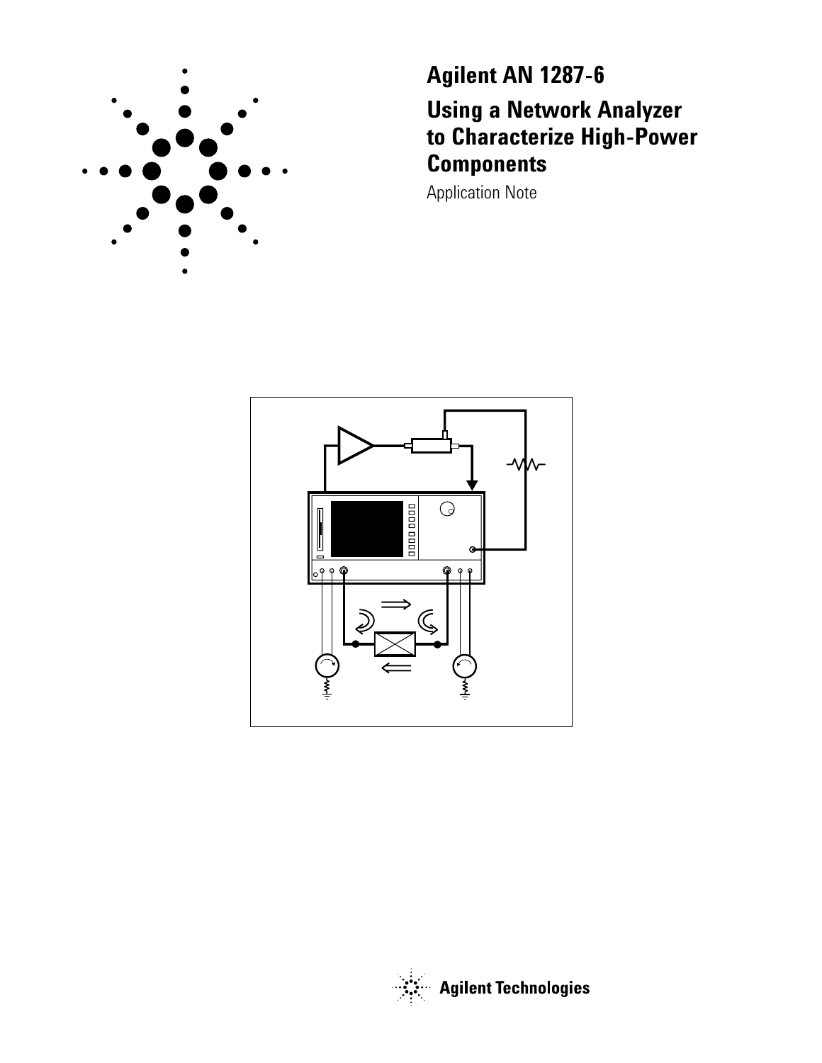# Agilent AN 1287-6

## Using a Network Analyzer to Characterize High-Power Components

Application Note

Agilent Technologies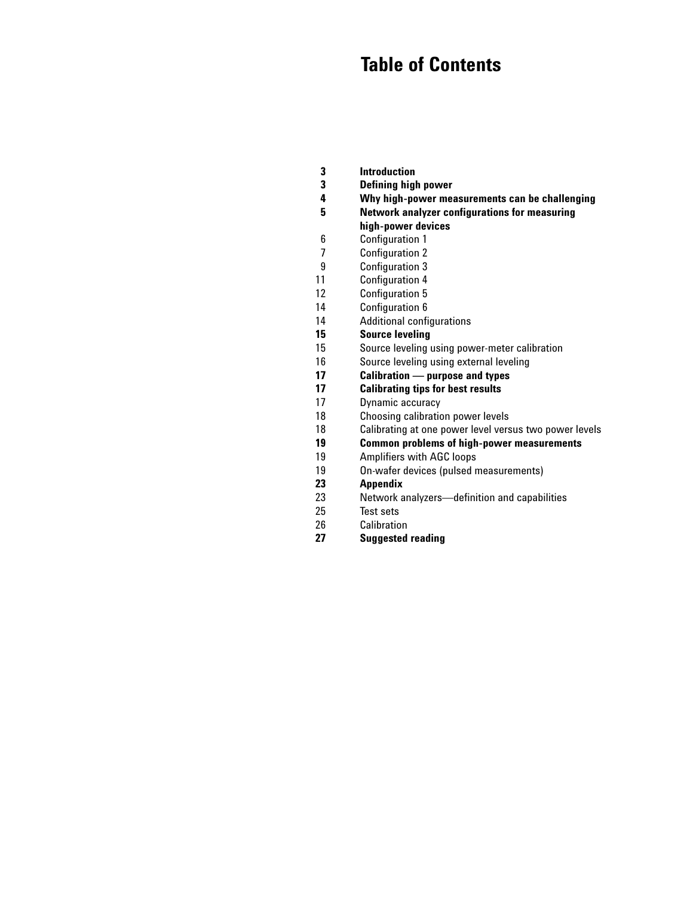# Table of Contents

| | |
|---|---|
| **3** | **Introduction** |
| **3** | **Defining high power** |
| **4** | **Why high-power measurements can be challenging** |
| **5** | **Network analyzer configurations for measuring high-power devices** |
| 6 | Configuration 1 |
| 7 | Configuration 2 |
| 9 | Configuration 3 |
| 11 | Configuration 4 |
| 12 | Configuration 5 |
| 14 | Configuration 6 |
| 14 | Additional configurations |
| **15** | **Source leveling** |
| 15 | Source leveling using power-meter calibration |
| 16 | Source leveling using external leveling |
| **17** | **Calibration — purpose and types** |
| **17** | **Calibrating tips for best results** |
| 17 | Dynamic accuracy |
| 18 | Choosing calibration power levels |
| 18 | Calibrating at one power level versus two power levels |
| **19** | **Common problems of high-power measurements** |
| 19 | Amplifiers with AGC loops |
| 19 | On-wafer devices (pulsed measurements) |
| **23** | **Appendix** |
| 23 | Network analyzers—definition and capabilities |
| 25 | Test sets |
| 26 | Calibration |
| **27** | **Suggested reading** |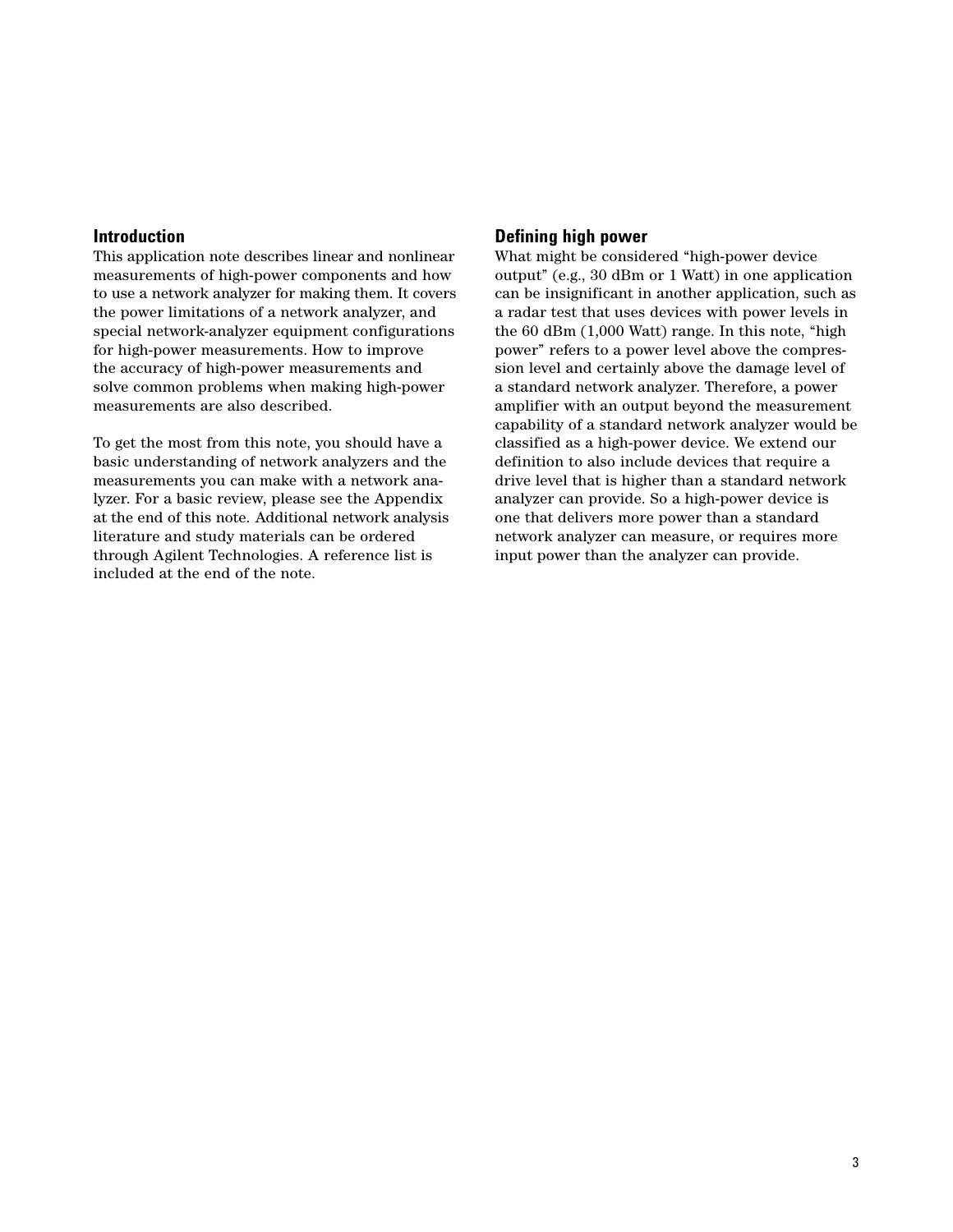## Introduction

This application note describes linear and nonlinear measurements of high-power components and how to use a network analyzer for making them. It covers the power limitations of a network analyzer, and special network-analyzer equipment configurations for high-power measurements. How to improve the accuracy of high-power measurements and solve common problems when making high-power measurements are also described.

To get the most from this note, you should have a basic understanding of network analyzers and the measurements you can make with a network analyzer. For a basic review, please see the Appendix at the end of this note. Additional network analysis literature and study materials can be ordered through Agilent Technologies. A reference list is included at the end of the note.

## Defining high power

What might be considered "high-power device output" (e.g., 30 dBm or 1 Watt) in one application can be insignificant in another application, such as a radar test that uses devices with power levels in the 60 dBm (1,000 Watt) range. In this note, "high power" refers to a power level above the compression level and certainly above the damage level of a standard network analyzer. Therefore, a power amplifier with an output beyond the measurement capability of a standard network analyzer would be classified as a high-power device. We extend our definition to also include devices that require a drive level that is higher than a standard network analyzer can provide. So a high-power device is one that delivers more power than a standard network analyzer can measure, or requires more input power than the analyzer can provide.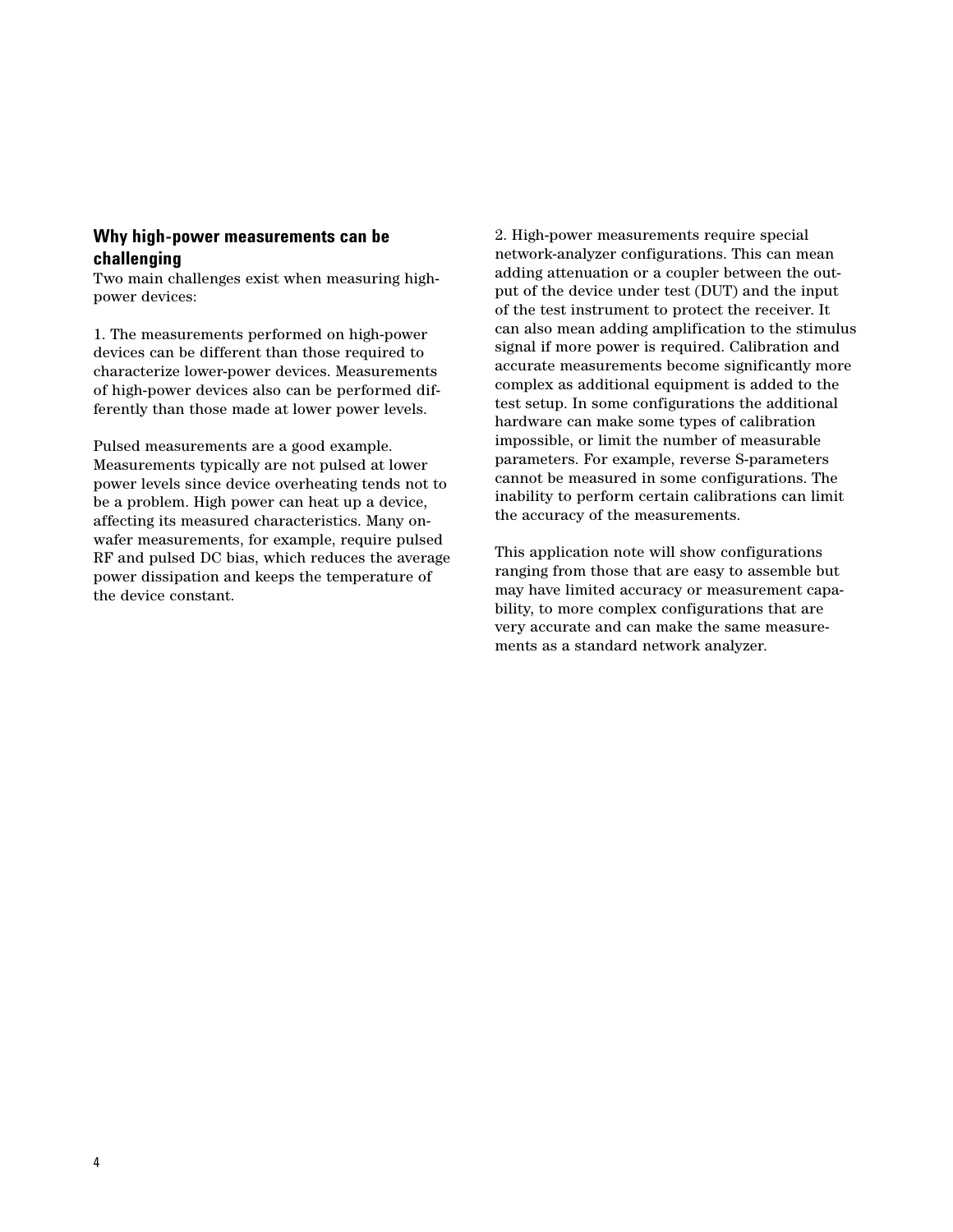## Why high-power measurements can be challenging

Two main challenges exist when measuring high-power devices:

1. The measurements performed on high-power devices can be different than those required to characterize lower-power devices. Measurements of high-power devices also can be performed differently than those made at lower power levels.

Pulsed measurements are a good example. Measurements typically are not pulsed at lower power levels since device overheating tends not to be a problem. High power can heat up a device, affecting its measured characteristics. Many on-wafer measurements, for example, require pulsed RF and pulsed DC bias, which reduces the average power dissipation and keeps the temperature of the device constant.

2. High-power measurements require special network-analyzer configurations. This can mean adding attenuation or a coupler between the output of the device under test (DUT) and the input of the test instrument to protect the receiver. It can also mean adding amplification to the stimulus signal if more power is required. Calibration and accurate measurements become significantly more complex as additional equipment is added to the test setup. In some configurations the additional hardware can make some types of calibration impossible, or limit the number of measurable parameters. For example, reverse S-parameters cannot be measured in some configurations. The inability to perform certain calibrations can limit the accuracy of the measurements.

This application note will show configurations ranging from those that are easy to assemble but may have limited accuracy or measurement capability, to more complex configurations that are very accurate and can make the same measurements as a standard network analyzer.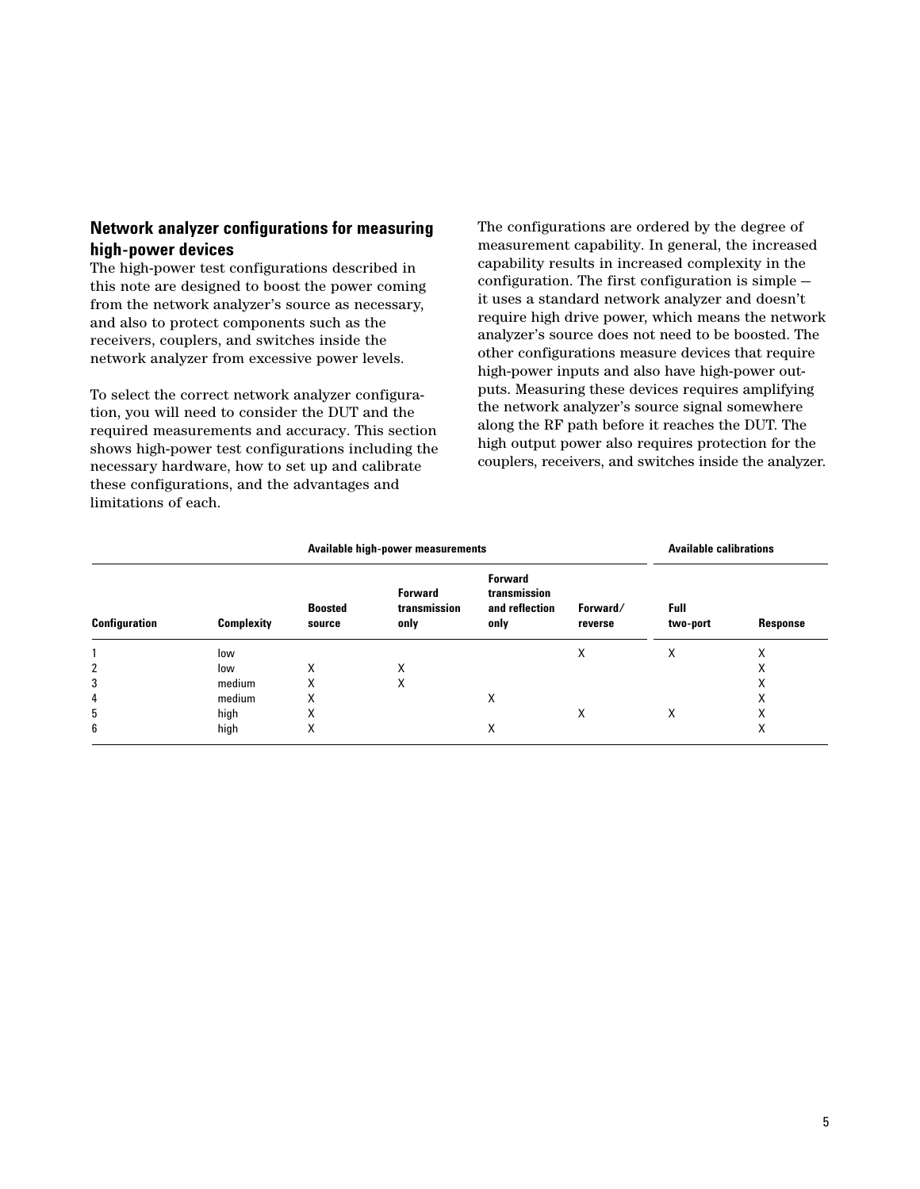## Network analyzer configurations for measuring high-power devices

The high-power test configurations described in this note are designed to boost the power coming from the network analyzer's source as necessary, and also to protect components such as the receivers, couplers, and switches inside the network analyzer from excessive power levels.

To select the correct network analyzer configuration, you will need to consider the DUT and the required measurements and accuracy. This section shows high-power test configurations including the necessary hardware, how to set up and calibrate these configurations, and the advantages and limitations of each.

The configurations are ordered by the degree of measurement capability. In general, the increased capability results in increased complexity in the configuration. The first configuration is simple — it uses a standard network analyzer and doesn't require high drive power, which means the network analyzer's source does not need to be boosted. The other configurations measure devices that require high-power inputs and also have high-power outputs. Measuring these devices requires amplifying the network analyzer's source signal somewhere along the RF path before it reaches the DUT. The high output power also requires protection for the couplers, receivers, and switches inside the analyzer.

| | | Available high-power measurements | | | | Available calibrations | |
|---|---|---|---|---|---|---|---|
| **Configuration** | **Complexity** | **Boosted source** | **Forward transmission only** | **Forward transmission and reflection only** | **Forward/ reverse** | **Full two-port** | **Response** |
| 1 | low | | | | X | X | X |
| 2 | low | X | X | | | | X |
| 3 | medium | X | X | | | | X |
| 4 | medium | X | | X | | | X |
| 5 | high | X | | | X | X | X |
| 6 | high | X | | X | | | X |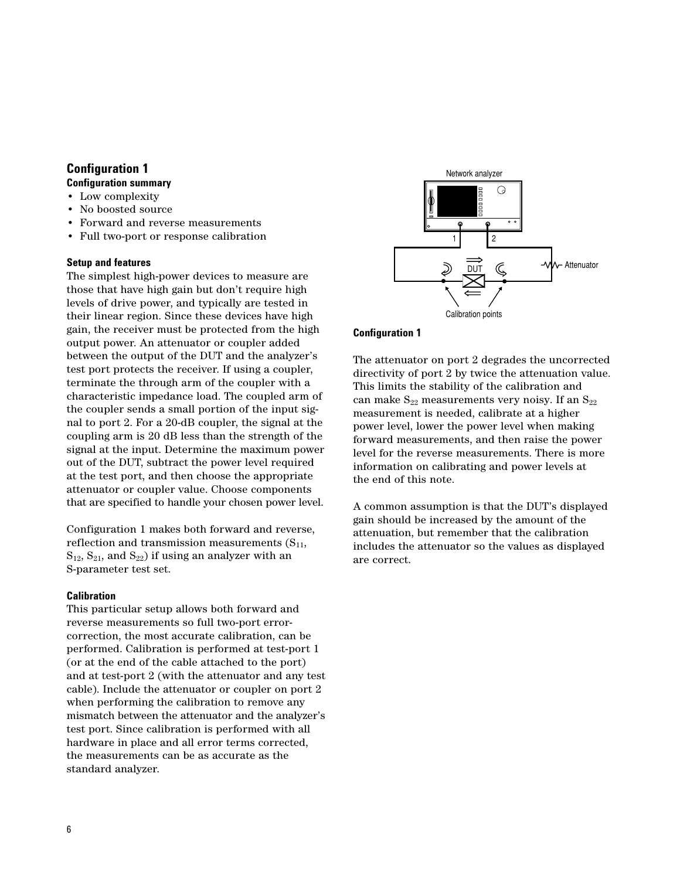## Configuration 1

### Configuration summary

- Low complexity
- No boosted source
- Forward and reverse measurements
- Full two-port or response calibration

### Setup and features

The simplest high-power devices to measure are those that have high gain but don't require high levels of drive power, and typically are tested in their linear region. Since these devices have high gain, the receiver must be protected from the high output power. An attenuator or coupler added between the output of the DUT and the analyzer's test port protects the receiver. If using a coupler, terminate the through arm of the coupler with a characteristic impedance load. The coupled arm of the coupler sends a small portion of the input signal to port 2. For a 20-dB coupler, the signal at the coupling arm is 20 dB less than the strength of the signal at the input. Determine the maximum power out of the DUT, subtract the power level required at the test port, and then choose the appropriate attenuator or coupler value. Choose components that are specified to handle your chosen power level.

Configuration 1 makes both forward and reverse, reflection and transmission measurements ($S_{11}$, $S_{12}$, $S_{21}$, and $S_{22}$) if using an analyzer with an S-parameter test set.

### Calibration

This particular setup allows both forward and reverse measurements so full two-port error-correction, the most accurate calibration, can be performed. Calibration is performed at test-port 1 (or at the end of the cable attached to the port) and at test-port 2 (with the attenuator and any test cable). Include the attenuator or coupler on port 2 when performing the calibration to remove any mismatch between the attenuator and the analyzer's test port. Since calibration is performed with all hardware in place and all error terms corrected, the measurements can be as accurate as the standard analyzer.

**Configuration 1**

The attenuator on port 2 degrades the uncorrected directivity of port 2 by twice the attenuation value. This limits the stability of the calibration and can make $S_{22}$ measurements very noisy. If an $S_{22}$ measurement is needed, calibrate at a higher power level, lower the power level when making forward measurements, and then raise the power level for the reverse measurements. There is more information on calibrating and power levels at the end of this note.

A common assumption is that the DUT's displayed gain should be increased by the amount of the attenuation, but remember that the calibration includes the attenuator so the values as displayed are correct.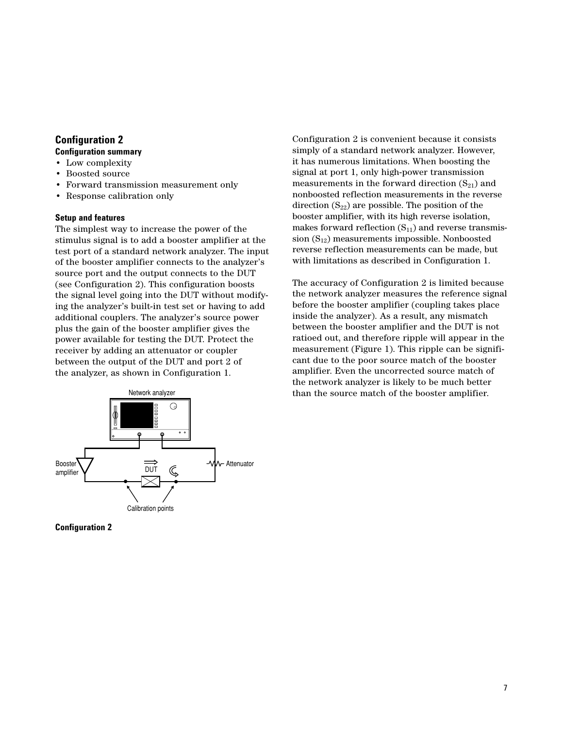## Configuration 2

### Configuration summary

- Low complexity
- Boosted source
- Forward transmission measurement only
- Response calibration only

### Setup and features

The simplest way to increase the power of the stimulus signal is to add a booster amplifier at the test port of a standard network analyzer. The input of the booster amplifier connects to the analyzer's source port and the output connects to the DUT (see Configuration 2). This configuration boosts the signal level going into the DUT without modifying the analyzer's built-in test set or having to add additional couplers. The analyzer's source power plus the gain of the booster amplifier gives the power available for testing the DUT. Protect the receiver by adding an attenuator or coupler between the output of the DUT and port 2 of the analyzer, as shown in Configuration 1.

Network analyzer

Booster amplifier

DUT

Attenuator

Calibration points

**Configuration 2**

Configuration 2 is convenient because it consists simply of a standard network analyzer. However, it has numerous limitations. When boosting the signal at port 1, only high-power transmission measurements in the forward direction ($S_{21}$) and nonboosted reflection measurements in the reverse direction ($S_{22}$) are possible. The position of the booster amplifier, with its high reverse isolation, makes forward reflection ($S_{11}$) and reverse transmission ($S_{12}$) measurements impossible. Nonboosted reverse reflection measurements can be made, but with limitations as described in Configuration 1.

The accuracy of Configuration 2 is limited because the network analyzer measures the reference signal before the booster amplifier (coupling takes place inside the analyzer). As a result, any mismatch between the booster amplifier and the DUT is not ratioed out, and therefore ripple will appear in the measurement (Figure 1). This ripple can be significant due to the poor source match of the booster amplifier. Even the uncorrected source match of the network analyzer is likely to be much better than the source match of the booster amplifier.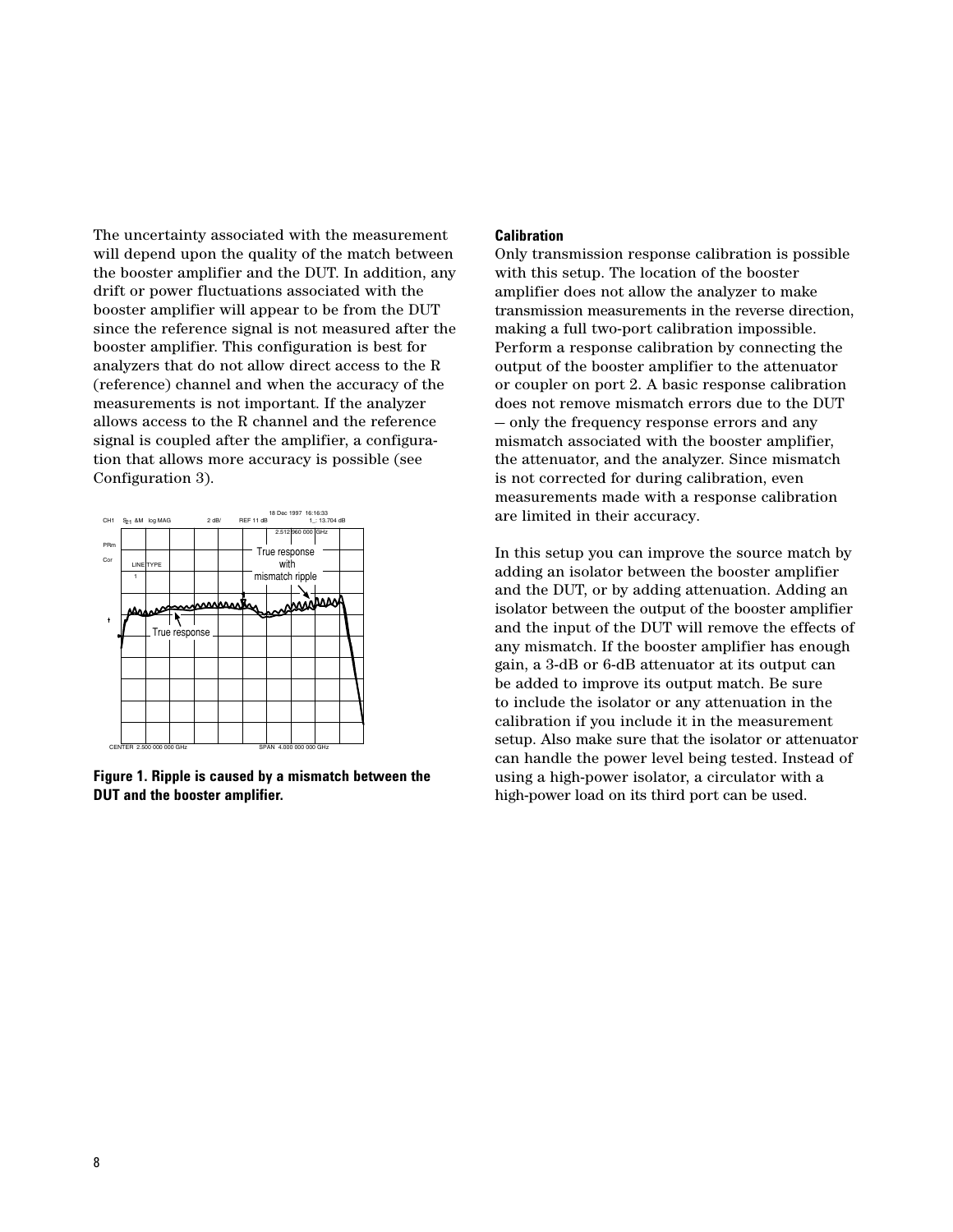The uncertainty associated with the measurement will depend upon the quality of the match between the booster amplifier and the DUT. In addition, any drift or power fluctuations associated with the booster amplifier will appear to be from the DUT since the reference signal is not measured after the booster amplifier. This configuration is best for analyzers that do not allow direct access to the R (reference) channel and when the accuracy of the measurements is not important. If the analyzer allows access to the R channel and the reference signal is coupled after the amplifier, a configuration that allows more accuracy is possible (see Configuration 3).

**Figure 1. Ripple is caused by a mismatch between the DUT and the booster amplifier.**

### Calibration

Only transmission response calibration is possible with this setup. The location of the booster amplifier does not allow the analyzer to make transmission measurements in the reverse direction, making a full two-port calibration impossible. Perform a response calibration by connecting the output of the booster amplifier to the attenuator or coupler on port 2. A basic response calibration does not remove mismatch errors due to the DUT — only the frequency response errors and any mismatch associated with the booster amplifier, the attenuator, and the analyzer. Since mismatch is not corrected for during calibration, even measurements made with a response calibration are limited in their accuracy.

In this setup you can improve the source match by adding an isolator between the booster amplifier and the DUT, or by adding attenuation. Adding an isolator between the output of the booster amplifier and the input of the DUT will remove the effects of any mismatch. If the booster amplifier has enough gain, a 3-dB or 6-dB attenuator at its output can be added to improve its output match. Be sure to include the isolator or any attenuation in the calibration if you include it in the measurement setup. Also make sure that the isolator or attenuator can handle the power level being tested. Instead of using a high-power isolator, a circulator with a high-power load on its third port can be used.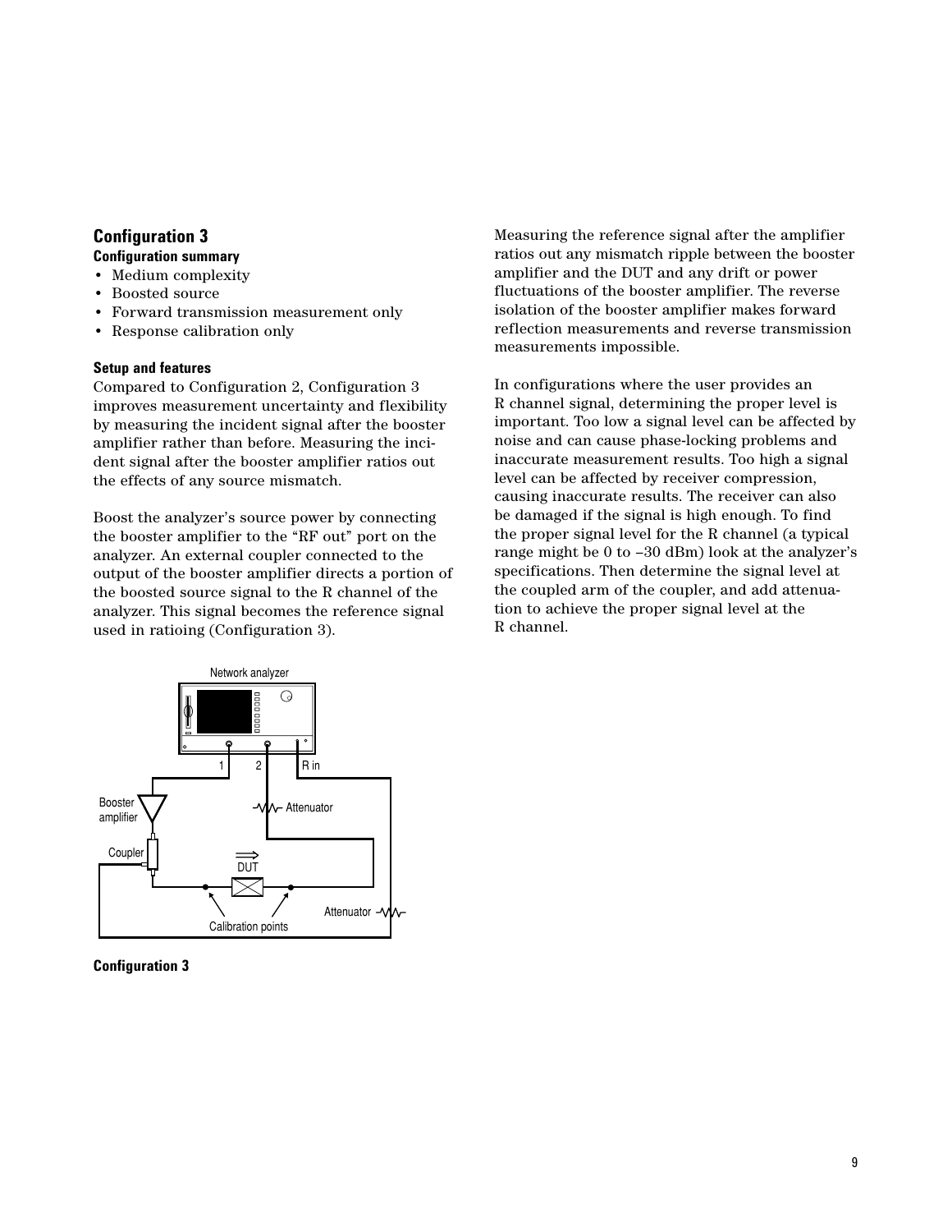## Configuration 3

### Configuration summary

- Medium complexity
- Boosted source
- Forward transmission measurement only
- Response calibration only

### Setup and features

Compared to Configuration 2, Configuration 3 improves measurement uncertainty and flexibility by measuring the incident signal after the booster amplifier rather than before. Measuring the incident signal after the booster amplifier ratios out the effects of any source mismatch.

Boost the analyzer's source power by connecting the booster amplifier to the "RF out" port on the analyzer. An external coupler connected to the output of the booster amplifier directs a portion of the boosted source signal to the R channel of the analyzer. This signal becomes the reference signal used in ratioing (Configuration 3).

**Configuration 3**

Measuring the reference signal after the amplifier ratios out any mismatch ripple between the booster amplifier and the DUT and any drift or power fluctuations of the booster amplifier. The reverse isolation of the booster amplifier makes forward reflection measurements and reverse transmission measurements impossible.

In configurations where the user provides an R channel signal, determining the proper level is important. Too low a signal level can be affected by noise and can cause phase-locking problems and inaccurate measurement results. Too high a signal level can be affected by receiver compression, causing inaccurate results. The receiver can also be damaged if the signal is high enough. To find the proper signal level for the R channel (a typical range might be 0 to –30 dBm) look at the analyzer's specifications. Then determine the signal level at the coupled arm of the coupler, and add attenuation to achieve the proper signal level at the R channel.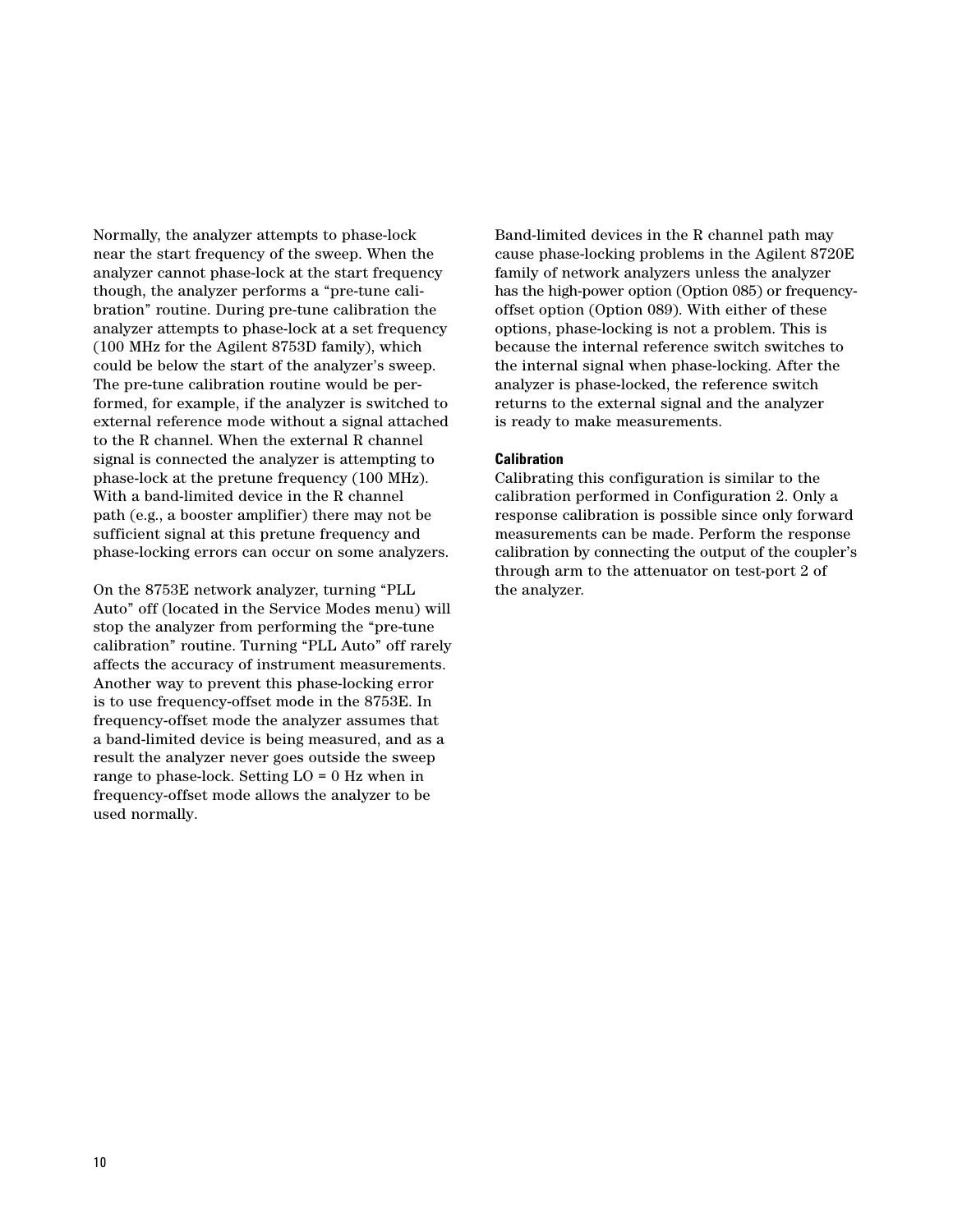Normally, the analyzer attempts to phase-lock near the start frequency of the sweep. When the analyzer cannot phase-lock at the start frequency though, the analyzer performs a "pre-tune calibration" routine. During pre-tune calibration the analyzer attempts to phase-lock at a set frequency (100 MHz for the Agilent 8753D family), which could be below the start of the analyzer's sweep. The pre-tune calibration routine would be performed, for example, if the analyzer is switched to external reference mode without a signal attached to the R channel. When the external R channel signal is connected the analyzer is attempting to phase-lock at the pretune frequency (100 MHz). With a band-limited device in the R channel path (e.g., a booster amplifier) there may not be sufficient signal at this pretune frequency and phase-locking errors can occur on some analyzers.

On the 8753E network analyzer, turning "PLL Auto" off (located in the Service Modes menu) will stop the analyzer from performing the "pre-tune calibration" routine. Turning "PLL Auto" off rarely affects the accuracy of instrument measurements. Another way to prevent this phase-locking error is to use frequency-offset mode in the 8753E. In frequency-offset mode the analyzer assumes that a band-limited device is being measured, and as a result the analyzer never goes outside the sweep range to phase-lock. Setting LO = 0 Hz when in frequency-offset mode allows the analyzer to be used normally.

Band-limited devices in the R channel path may cause phase-locking problems in the Agilent 8720E family of network analyzers unless the analyzer has the high-power option (Option 085) or frequency-offset option (Option 089). With either of these options, phase-locking is not a problem. This is because the internal reference switch switches to the internal signal when phase-locking. After the analyzer is phase-locked, the reference switch returns to the external signal and the analyzer is ready to make measurements.

#### Calibration

Calibrating this configuration is similar to the calibration performed in Configuration 2. Only a response calibration is possible since only forward measurements can be made. Perform the response calibration by connecting the output of the coupler's through arm to the attenuator on test-port 2 of the analyzer.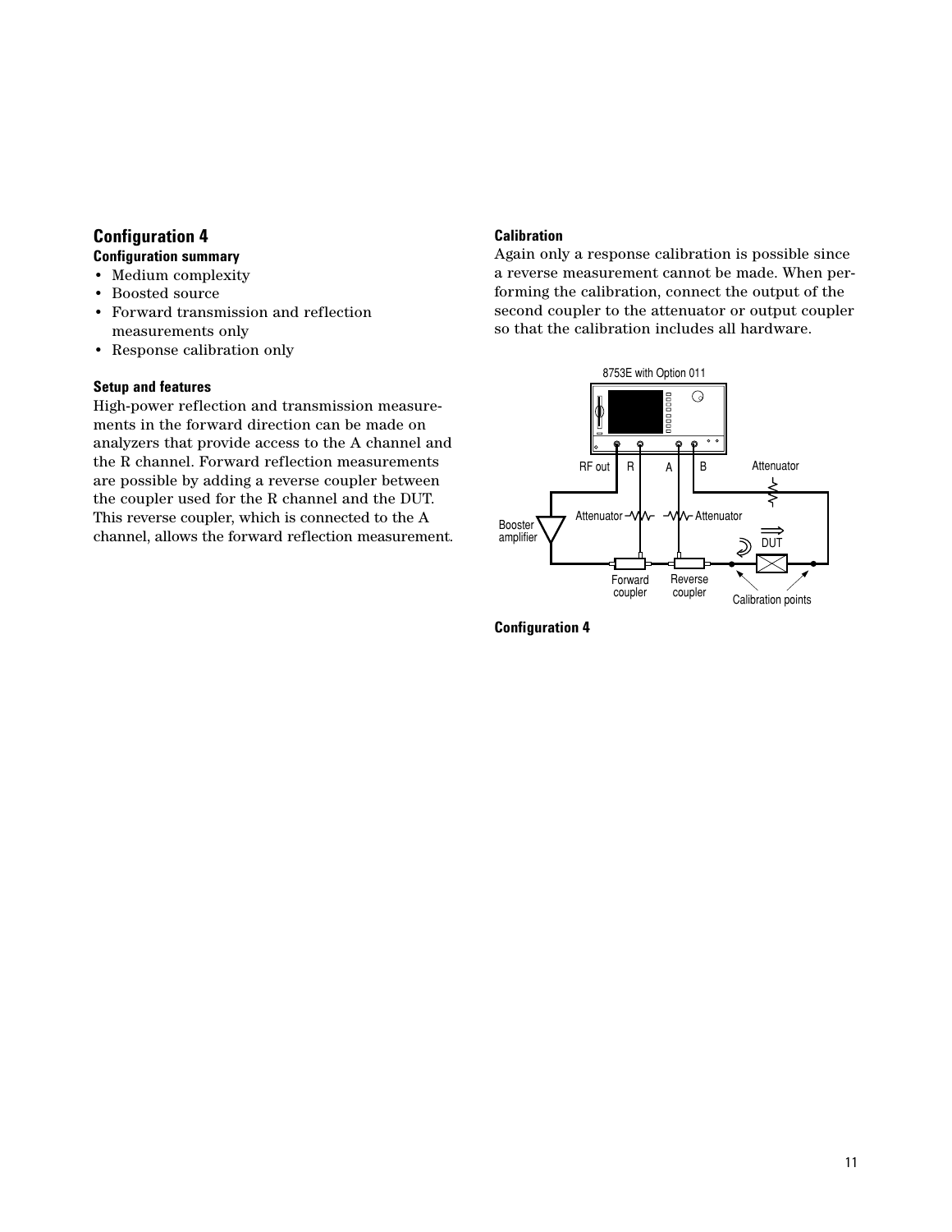## Configuration 4

### Configuration summary

- Medium complexity
- Boosted source
- Forward transmission and reflection measurements only
- Response calibration only

### Setup and features

High-power reflection and transmission measurements in the forward direction can be made on analyzers that provide access to the A channel and the R channel. Forward reflection measurements are possible by adding a reverse coupler between the coupler used for the R channel and the DUT. This reverse coupler, which is connected to the A channel, allows the forward reflection measurement.

### Calibration

Again only a response calibration is possible since a reverse measurement cannot be made. When performing the calibration, connect the output of the second coupler to the attenuator or output coupler so that the calibration includes all hardware.

**Configuration 4**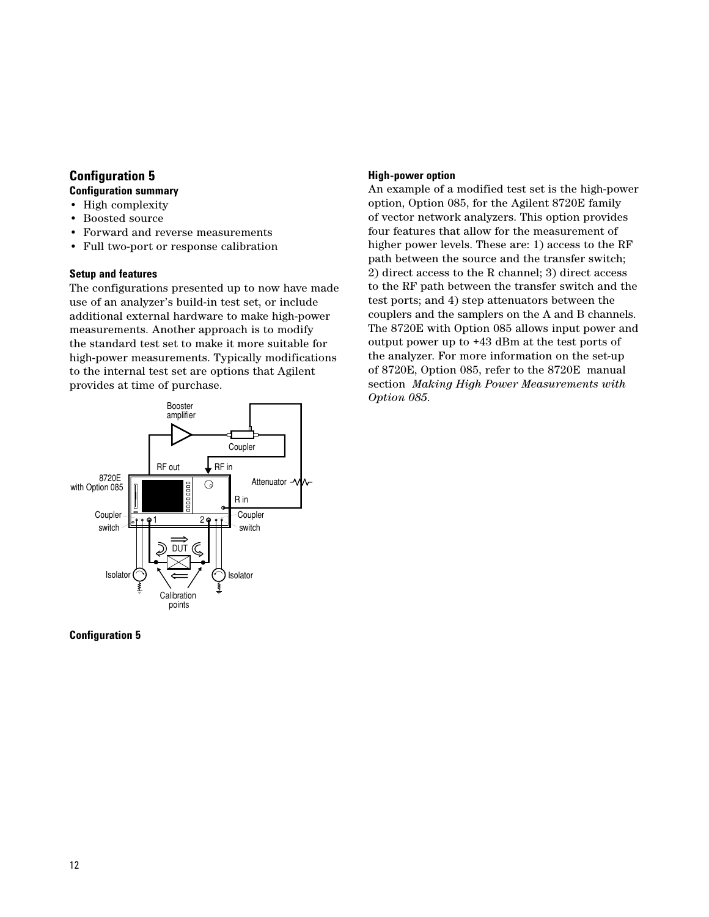## Configuration 5

### Configuration summary

- High complexity
- Boosted source
- Forward and reverse measurements
- Full two-port or response calibration

### Setup and features

The configurations presented up to now have made use of an analyzer's build-in test set, or include additional external hardware to make high-power measurements. Another approach is to modify the standard test set to make it more suitable for high-power measurements. Typically modifications to the internal test set are options that Agilent provides at time of purchase.

**Configuration 5**

### High-power option

An example of a modified test set is the high-power option, Option 085, for the Agilent 8720E family of vector network analyzers. This option provides four features that allow for the measurement of higher power levels. These are: 1) access to the RF path between the source and the transfer switch; 2) direct access to the R channel; 3) direct access to the RF path between the transfer switch and the test ports; and 4) step attenuators between the couplers and the samplers on the A and B channels. The 8720E with Option 085 allows input power and output power up to +43 dBm at the test ports of the analyzer. For more information on the set-up of 8720E, Option 085, refer to the 8720E manual section *Making High Power Measurements with Option 085*.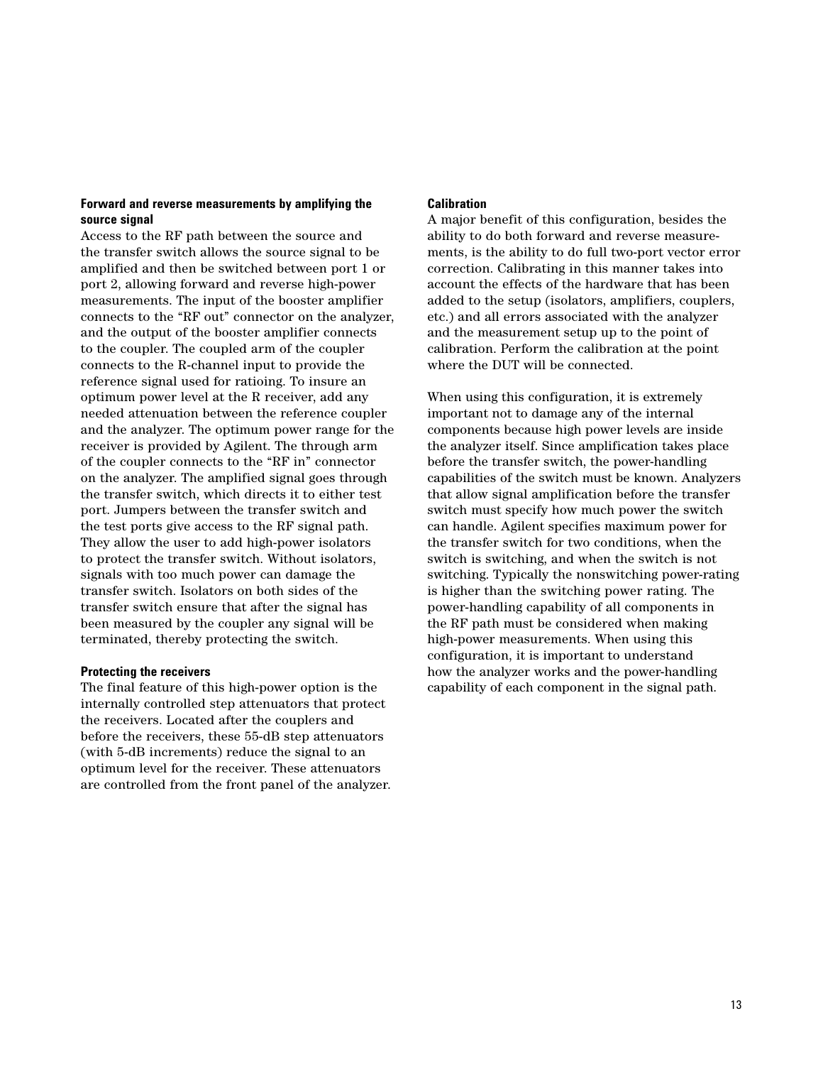**Forward and reverse measurements by amplifying the source signal**

Access to the RF path between the source and the transfer switch allows the source signal to be amplified and then be switched between port 1 or port 2, allowing forward and reverse high-power measurements. The input of the booster amplifier connects to the "RF out" connector on the analyzer, and the output of the booster amplifier connects to the coupler. The coupled arm of the coupler connects to the R-channel input to provide the reference signal used for ratioing. To insure an optimum power level at the R receiver, add any needed attenuation between the reference coupler and the analyzer. The optimum power range for the receiver is provided by Agilent. The through arm of the coupler connects to the "RF in" connector on the analyzer. The amplified signal goes through the transfer switch, which directs it to either test port. Jumpers between the transfer switch and the test ports give access to the RF signal path. They allow the user to add high-power isolators to protect the transfer switch. Without isolators, signals with too much power can damage the transfer switch. Isolators on both sides of the transfer switch ensure that after the signal has been measured by the coupler any signal will be terminated, thereby protecting the switch.

**Protecting the receivers**

The final feature of this high-power option is the internally controlled step attenuators that protect the receivers. Located after the couplers and before the receivers, these 55-dB step attenuators (with 5-dB increments) reduce the signal to an optimum level for the receiver. These attenuators are controlled from the front panel of the analyzer.

**Calibration**

A major benefit of this configuration, besides the ability to do both forward and reverse measurements, is the ability to do full two-port vector error correction. Calibrating in this manner takes into account the effects of the hardware that has been added to the setup (isolators, amplifiers, couplers, etc.) and all errors associated with the analyzer and the measurement setup up to the point of calibration. Perform the calibration at the point where the DUT will be connected.

When using this configuration, it is extremely important not to damage any of the internal components because high power levels are inside the analyzer itself. Since amplification takes place before the transfer switch, the power-handling capabilities of the switch must be known. Analyzers that allow signal amplification before the transfer switch must specify how much power the switch can handle. Agilent specifies maximum power for the transfer switch for two conditions, when the switch is switching, and when the switch is not switching. Typically the nonswitching power-rating is higher than the switching power rating. The power-handling capability of all components in the RF path must be considered when making high-power measurements. When using this configuration, it is important to understand how the analyzer works and the power-handling capability of each component in the signal path.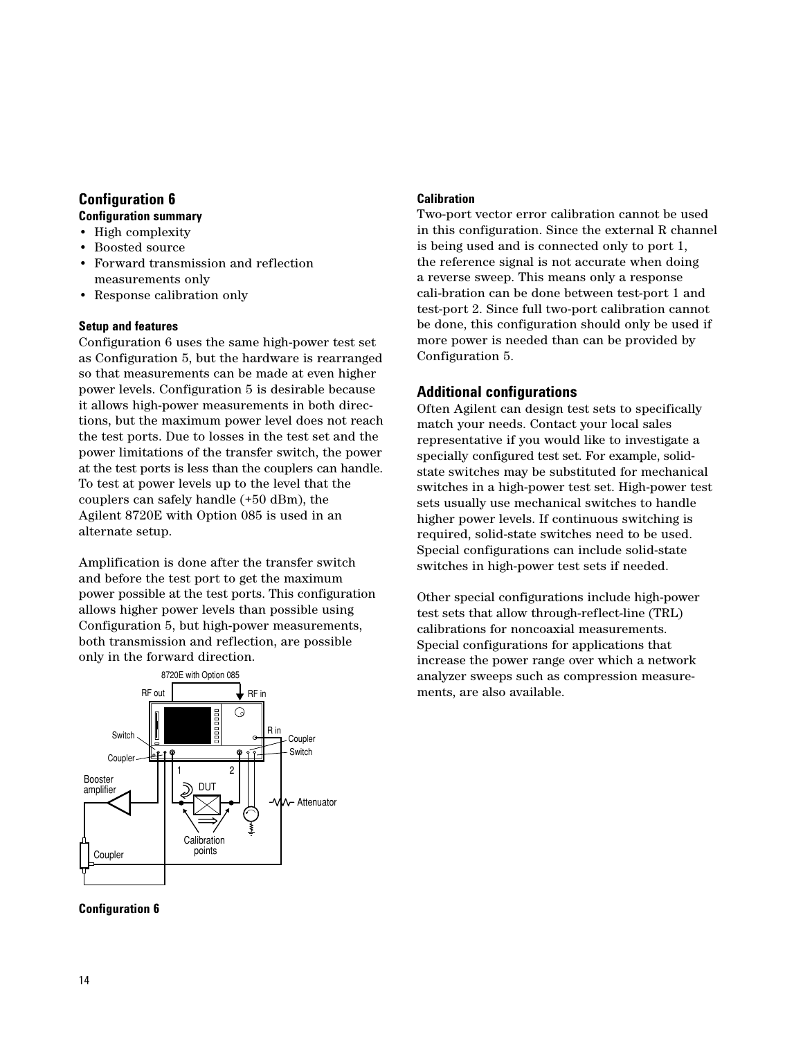## Configuration 6

### Configuration summary

- High complexity
- Boosted source
- Forward transmission and reflection measurements only
- Response calibration only

### Setup and features

Configuration 6 uses the same high-power test set as Configuration 5, but the hardware is rearranged so that measurements can be made at even higher power levels. Configuration 5 is desirable because it allows high-power measurements in both directions, but the maximum power level does not reach the test ports. Due to losses in the test set and the power limitations of the transfer switch, the power at the test ports is less than the couplers can handle. To test at power levels up to the level that the couplers can safely handle (+50 dBm), the Agilent 8720E with Option 085 is used in an alternate setup.

Amplification is done after the transfer switch and before the test port to get the maximum power possible at the test ports. This configuration allows higher power levels than possible using Configuration 5, but high-power measurements, both transmission and reflection, are possible only in the forward direction.

**Configuration 6**

### Calibration

Two-port vector error calibration cannot be used in this configuration. Since the external R channel is being used and is connected only to port 1, the reference signal is not accurate when doing a reverse sweep. This means only a response cali-bration can be done between test-port 1 and test-port 2. Since full two-port calibration cannot be done, this configuration should only be used if more power is needed than can be provided by Configuration 5.

## Additional configurations

Often Agilent can design test sets to specifically match your needs. Contact your local sales representative if you would like to investigate a specially configured test set. For example, solid-state switches may be substituted for mechanical switches in a high-power test set. High-power test sets usually use mechanical switches to handle higher power levels. If continuous switching is required, solid-state switches need to be used. Special configurations can include solid-state switches in high-power test sets if needed.

Other special configurations include high-power test sets that allow through-reflect-line (TRL) calibrations for noncoaxial measurements. Special configurations for applications that increase the power range over which a network analyzer sweeps such as compression measure-ments, are also available.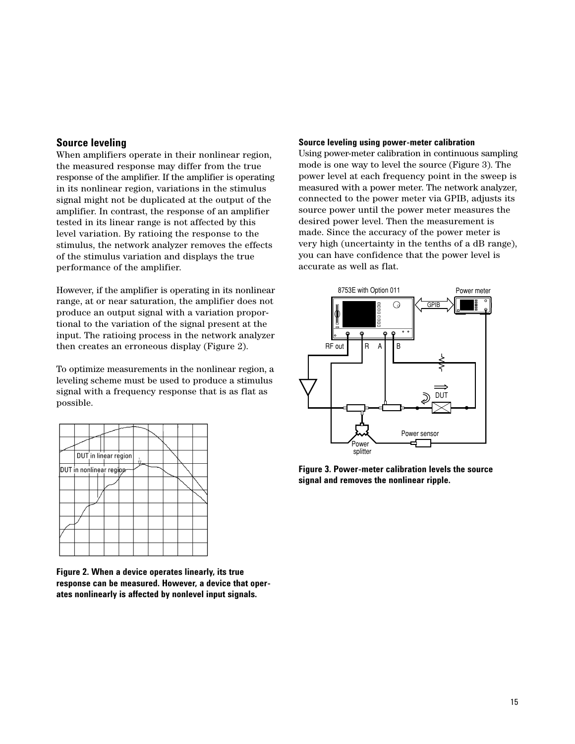## Source leveling

When amplifiers operate in their nonlinear region, the measured response may differ from the true response of the amplifier. If the amplifier is operating in its nonlinear region, variations in the stimulus signal might not be duplicated at the output of the amplifier. In contrast, the response of an amplifier tested in its linear range is not affected by this level variation. By ratioing the response to the stimulus, the network analyzer removes the effects of the stimulus variation and displays the true performance of the amplifier.

However, if the amplifier is operating in its nonlinear range, at or near saturation, the amplifier does not produce an output signal with a variation proportional to the variation of the signal present at the input. The ratioing process in the network analyzer then creates an erroneous display (Figure 2).

To optimize measurements in the nonlinear region, a leveling scheme must be used to produce a stimulus signal with a frequency response that is as flat as possible.

**Figure 2. When a device operates linearly, its true response can be measured. However, a device that operates nonlinearly is affected by nonlevel input signals.**

#### Source leveling using power-meter calibration

Using power-meter calibration in continuous sampling mode is one way to level the source (Figure 3). The power level at each frequency point in the sweep is measured with a power meter. The network analyzer, connected to the power meter via GPIB, adjusts its source power until the power meter measures the desired power level. Then the measurement is made. Since the accuracy of the power meter is very high (uncertainty in the tenths of a dB range), you can have confidence that the power level is accurate as well as flat.

**Figure 3. Power-meter calibration levels the source signal and removes the nonlinear ripple.**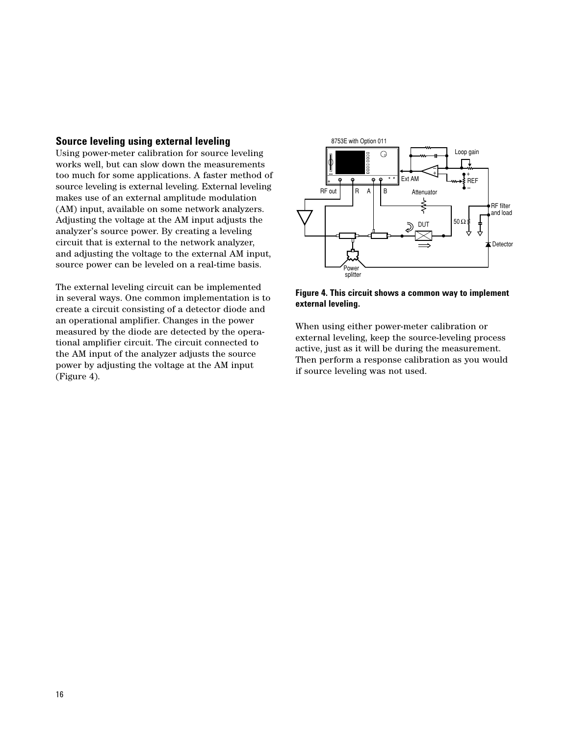## Source leveling using external leveling

Using power-meter calibration for source leveling works well, but can slow down the measurements too much for some applications. A faster method of source leveling is external leveling. External leveling makes use of an external amplitude modulation (AM) input, available on some network analyzers. Adjusting the voltage at the AM input adjusts the analyzer's source power. By creating a leveling circuit that is external to the network analyzer, and adjusting the voltage to the external AM input, source power can be leveled on a real-time basis.

The external leveling circuit can be implemented in several ways. One common implementation is to create a circuit consisting of a detector diode and an operational amplifier. Changes in the power measured by the diode are detected by the operational amplifier circuit. The circuit connected to the AM input of the analyzer adjusts the source power by adjusting the voltage at the AM input (Figure 4).

**Figure 4. This circuit shows a common way to implement external leveling.**

When using either power-meter calibration or external leveling, keep the source-leveling process active, just as it will be during the measurement. Then perform a response calibration as you would if source leveling was not used.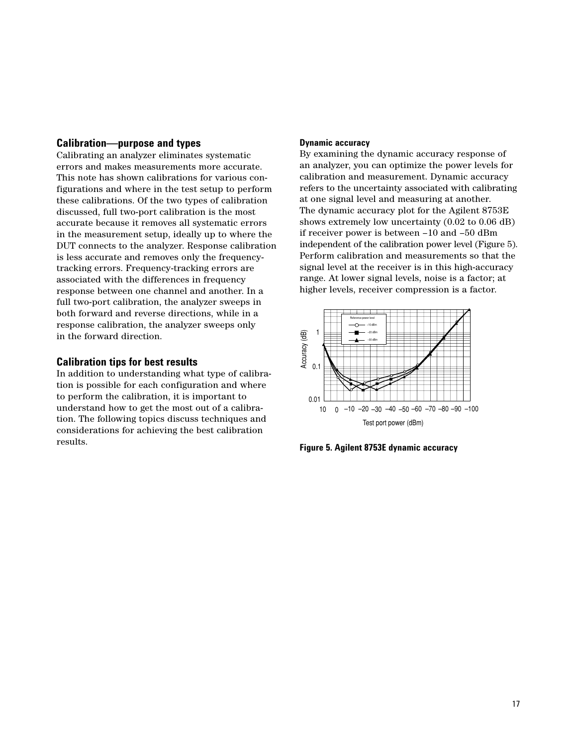## Calibration—purpose and types

Calibrating an analyzer eliminates systematic errors and makes measurements more accurate. This note has shown calibrations for various configurations and where in the test setup to perform these calibrations. Of the two types of calibration discussed, full two-port calibration is the most accurate because it removes all systematic errors in the measurement setup, ideally up to where the DUT connects to the analyzer. Response calibration is less accurate and removes only the frequency-tracking errors. Frequency-tracking errors are associated with the differences in frequency response between one channel and another. In a full two-port calibration, the analyzer sweeps in both forward and reverse directions, while in a response calibration, the analyzer sweeps only in the forward direction.

## Calibration tips for best results

In addition to understanding what type of calibration is possible for each configuration and where to perform the calibration, it is important to understand how to get the most out of a calibration. The following topics discuss techniques and considerations for achieving the best calibration results.

### Dynamic accuracy

By examining the dynamic accuracy response of an analyzer, you can optimize the power levels for calibration and measurement. Dynamic accuracy refers to the uncertainty associated with calibrating at one signal level and measuring at another. The dynamic accuracy plot for the Agilent 8753E shows extremely low uncertainty (0.02 to 0.06 dB) if receiver power is between –10 and –50 dBm independent of the calibration power level (Figure 5). Perform calibration and measurements so that the signal level at the receiver is in this high-accuracy range. At lower signal levels, noise is a factor; at higher levels, receiver compression is a factor.

**Figure 5. Agilent 8753E dynamic accuracy**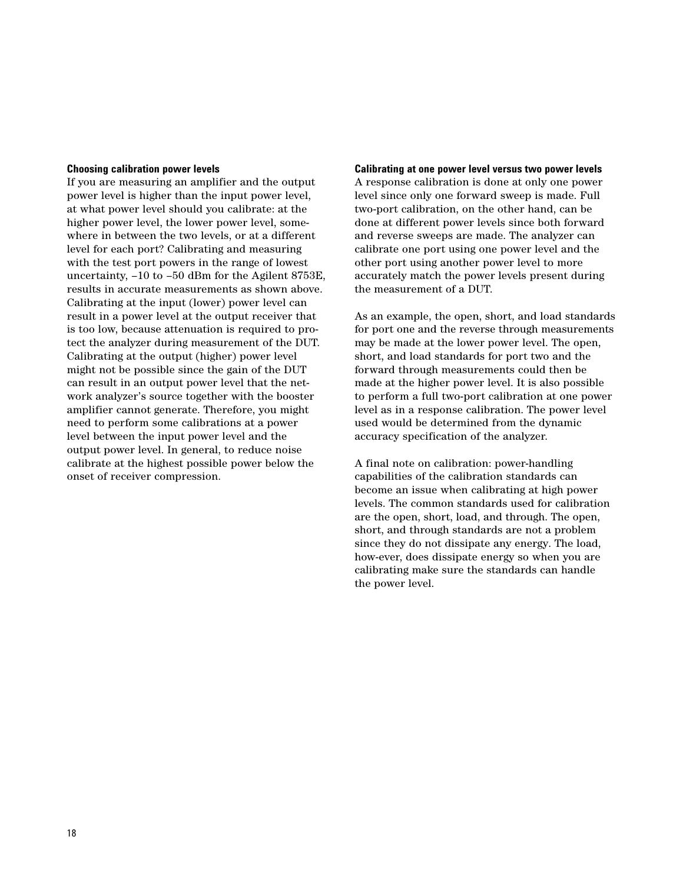### Choosing calibration power levels

If you are measuring an amplifier and the output power level is higher than the input power level, at what power level should you calibrate: at the higher power level, the lower power level, somewhere in between the two levels, or at a different level for each port? Calibrating and measuring with the test port powers in the range of lowest uncertainty, –10 to –50 dBm for the Agilent 8753E, results in accurate measurements as shown above. Calibrating at the input (lower) power level can result in a power level at the output receiver that is too low, because attenuation is required to protect the analyzer during measurement of the DUT. Calibrating at the output (higher) power level might not be possible since the gain of the DUT can result in an output power level that the network analyzer's source together with the booster amplifier cannot generate. Therefore, you might need to perform some calibrations at a power level between the input power level and the output power level. In general, to reduce noise calibrate at the highest possible power below the onset of receiver compression.

### Calibrating at one power level versus two power levels

A response calibration is done at only one power level since only one forward sweep is made. Full two-port calibration, on the other hand, can be done at different power levels since both forward and reverse sweeps are made. The analyzer can calibrate one port using one power level and the other port using another power level to more accurately match the power levels present during the measurement of a DUT.

As an example, the open, short, and load standards for port one and the reverse through measurements may be made at the lower power level. The open, short, and load standards for port two and the forward through measurements could then be made at the higher power level. It is also possible to perform a full two-port calibration at one power level as in a response calibration. The power level used would be determined from the dynamic accuracy specification of the analyzer.

A final note on calibration: power-handling capabilities of the calibration standards can become an issue when calibrating at high power levels. The common standards used for calibration are the open, short, load, and through. The open, short, and through standards are not a problem since they do not dissipate any energy. The load, how-ever, does dissipate energy so when you are calibrating make sure the standards can handle the power level.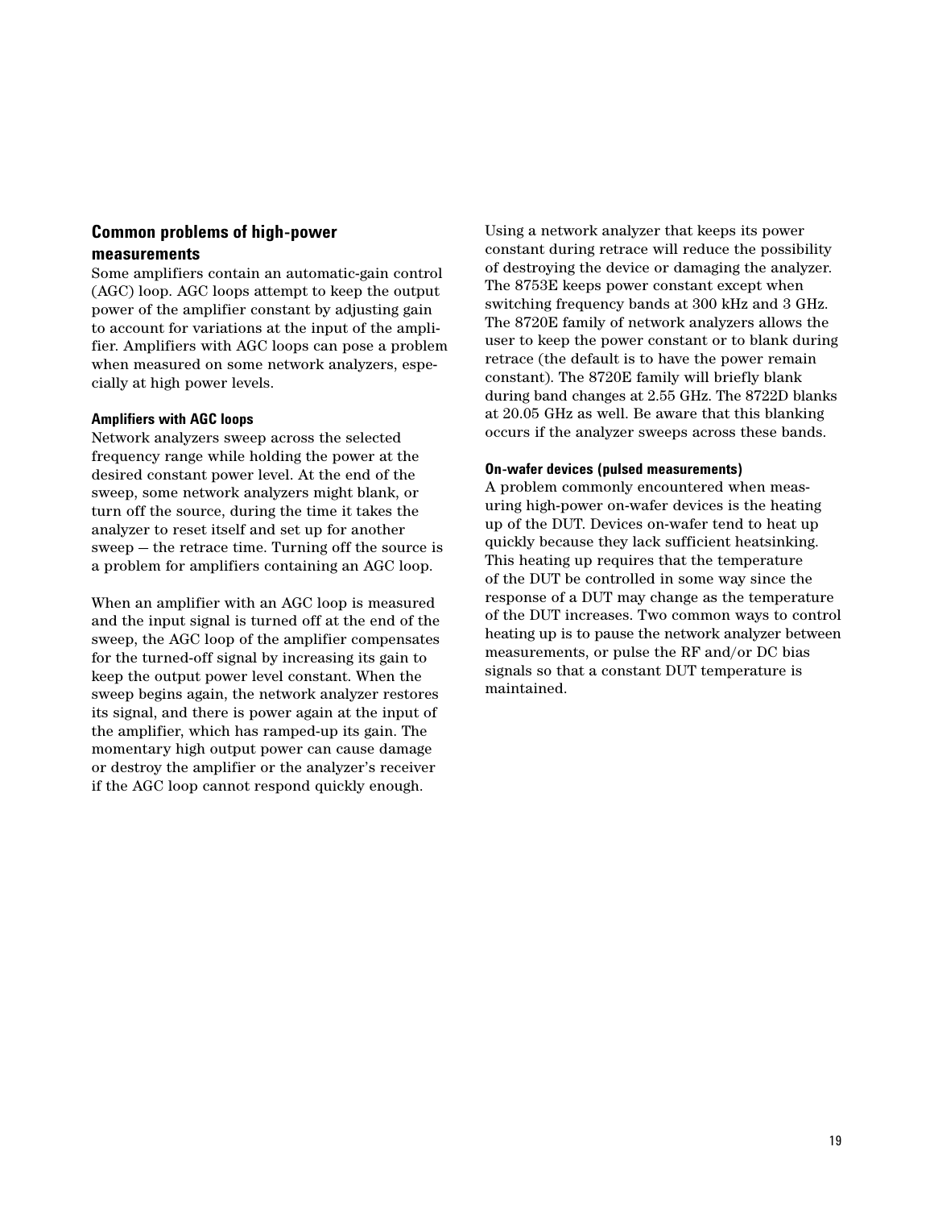## Common problems of high-power measurements

Some amplifiers contain an automatic-gain control (AGC) loop. AGC loops attempt to keep the output power of the amplifier constant by adjusting gain to account for variations at the input of the amplifier. Amplifiers with AGC loops can pose a problem when measured on some network analyzers, especially at high power levels.

### Amplifiers with AGC loops

Network analyzers sweep across the selected frequency range while holding the power at the desired constant power level. At the end of the sweep, some network analyzers might blank, or turn off the source, during the time it takes the analyzer to reset itself and set up for another sweep — the retrace time. Turning off the source is a problem for amplifiers containing an AGC loop.

When an amplifier with an AGC loop is measured and the input signal is turned off at the end of the sweep, the AGC loop of the amplifier compensates for the turned-off signal by increasing its gain to keep the output power level constant. When the sweep begins again, the network analyzer restores its signal, and there is power again at the input of the amplifier, which has ramped-up its gain. The momentary high output power can cause damage or destroy the amplifier or the analyzer's receiver if the AGC loop cannot respond quickly enough.

Using a network analyzer that keeps its power constant during retrace will reduce the possibility of destroying the device or damaging the analyzer. The 8753E keeps power constant except when switching frequency bands at 300 kHz and 3 GHz. The 8720E family of network analyzers allows the user to keep the power constant or to blank during retrace (the default is to have the power remain constant). The 8720E family will briefly blank during band changes at 2.55 GHz. The 8722D blanks at 20.05 GHz as well. Be aware that this blanking occurs if the analyzer sweeps across these bands.

### On-wafer devices (pulsed measurements)

A problem commonly encountered when measuring high-power on-wafer devices is the heating up of the DUT. Devices on-wafer tend to heat up quickly because they lack sufficient heatsinking. This heating up requires that the temperature of the DUT be controlled in some way since the response of a DUT may change as the temperature of the DUT increases. Two common ways to control heating up is to pause the network analyzer between measurements, or pulse the RF and/or DC bias signals so that a constant DUT temperature is maintained.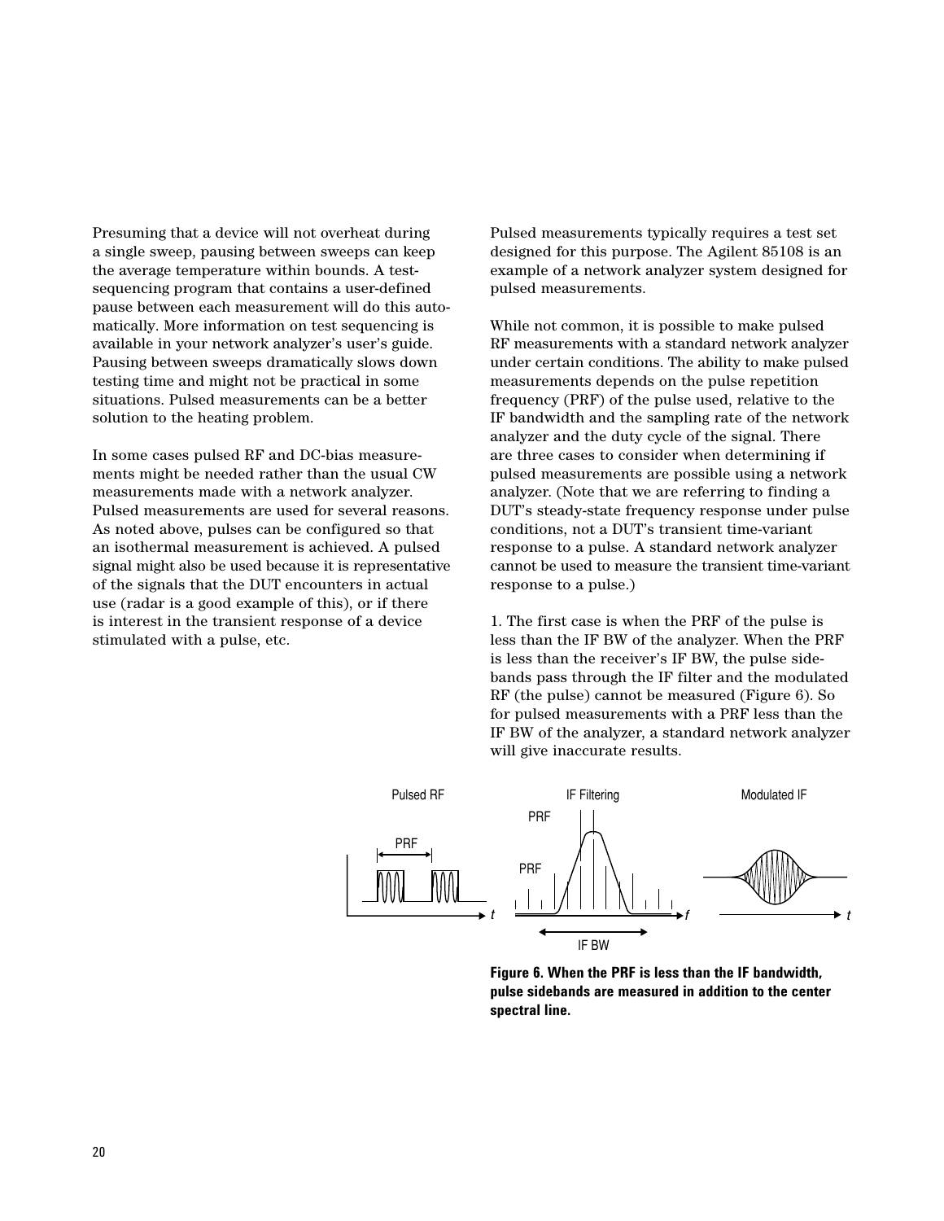Presuming that a device will not overheat during a single sweep, pausing between sweeps can keep the average temperature within bounds. A test-sequencing program that contains a user-defined pause between each measurement will do this automatically. More information on test sequencing is available in your network analyzer's user's guide. Pausing between sweeps dramatically slows down testing time and might not be practical in some situations. Pulsed measurements can be a better solution to the heating problem.

In some cases pulsed RF and DC-bias measurements might be needed rather than the usual CW measurements made with a network analyzer. Pulsed measurements are used for several reasons. As noted above, pulses can be configured so that an isothermal measurement is achieved. A pulsed signal might also be used because it is representative of the signals that the DUT encounters in actual use (radar is a good example of this), or if there is interest in the transient response of a device stimulated with a pulse, etc.

Pulsed measurements typically requires a test set designed for this purpose. The Agilent 85108 is an example of a network analyzer system designed for pulsed measurements.

While not common, it is possible to make pulsed RF measurements with a standard network analyzer under certain conditions. The ability to make pulsed measurements depends on the pulse repetition frequency (PRF) of the pulse used, relative to the IF bandwidth and the sampling rate of the network analyzer and the duty cycle of the signal. There are three cases to consider when determining if pulsed measurements are possible using a network analyzer. (Note that we are referring to finding a DUT's steady-state frequency response under pulse conditions, not a DUT's transient time-variant response to a pulse. A standard network analyzer cannot be used to measure the transient time-variant response to a pulse.)

1. The first case is when the PRF of the pulse is less than the IF BW of the analyzer. When the PRF is less than the receiver's IF BW, the pulse sidebands pass through the IF filter and the modulated RF (the pulse) cannot be measured (Figure 6). So for pulsed measurements with a PRF less than the IF BW of the analyzer, a standard network analyzer will give inaccurate results.

Pulsed RF | IF Filtering | Modulated IF

PRF | PRF | PRF | IF BW | t | f | t

**Figure 6. When the PRF is less than the IF bandwidth, pulse sidebands are measured in addition to the center spectral line.**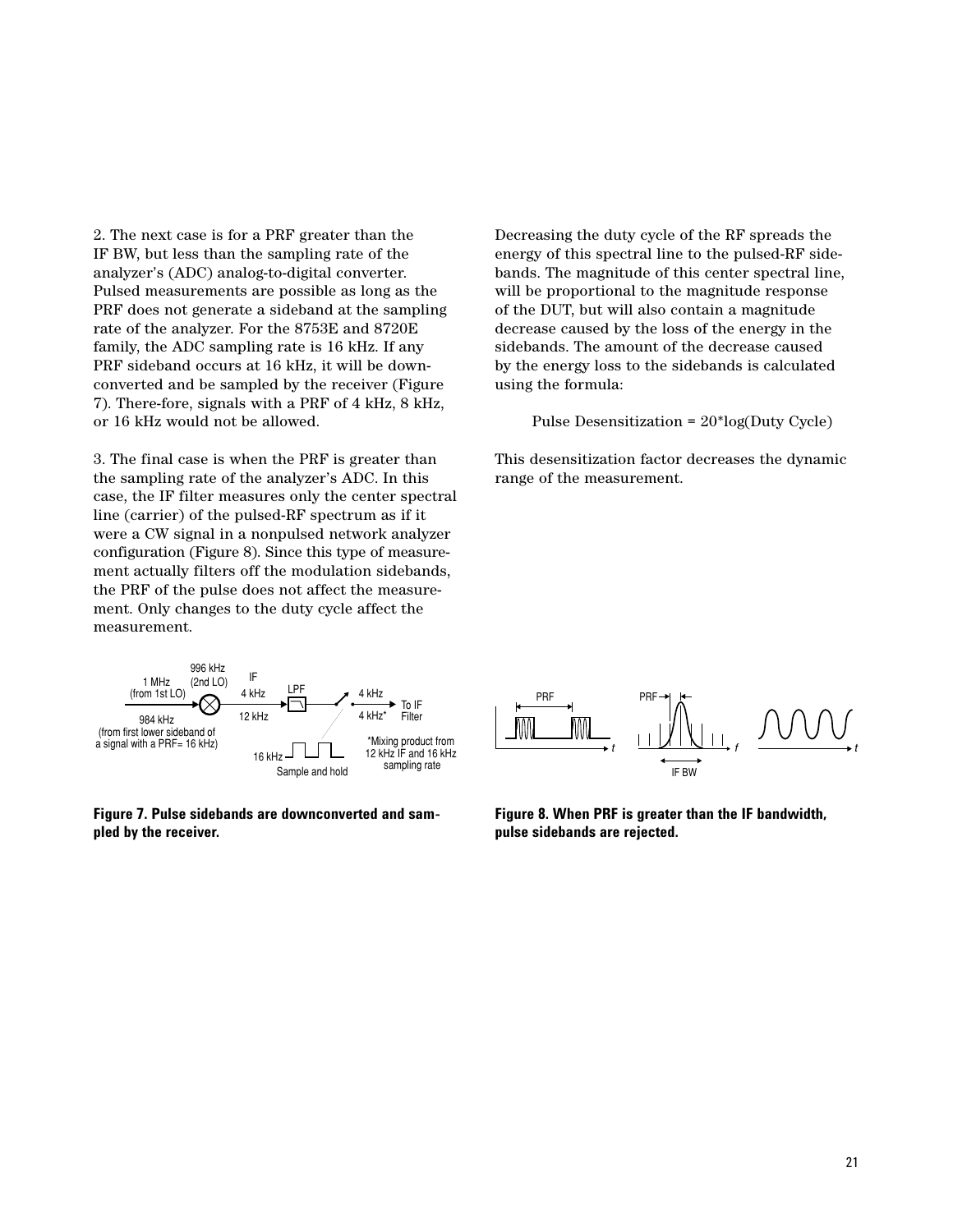2. The next case is for a PRF greater than the IF BW, but less than the sampling rate of the analyzer's (ADC) analog-to-digital converter. Pulsed measurements are possible as long as the PRF does not generate a sideband at the sampling rate of the analyzer. For the 8753E and 8720E family, the ADC sampling rate is 16 kHz. If any PRF sideband occurs at 16 kHz, it will be down-converted and be sampled by the receiver (Figure 7). There-fore, signals with a PRF of 4 kHz, 8 kHz, or 16 kHz would not be allowed.

3. The final case is when the PRF is greater than the sampling rate of the analyzer's ADC. In this case, the IF filter measures only the center spectral line (carrier) of the pulsed-RF spectrum as if it were a CW signal in a nonpulsed network analyzer configuration (Figure 8). Since this type of measurement actually filters off the modulation sidebands, the PRF of the pulse does not affect the measurement. Only changes to the duty cycle affect the measurement.

Decreasing the duty cycle of the RF spreads the energy of this spectral line to the pulsed-RF sidebands. The magnitude of this center spectral line, will be proportional to the magnitude response of the DUT, but will also contain a magnitude decrease caused by the loss of the energy in the sidebands. The amount of the decrease caused by the energy loss to the sidebands is calculated using the formula:

Pulse Desensitization = 20*log(Duty Cycle)

This desensitization factor decreases the dynamic range of the measurement.

1 MHz (from 1st LO) — 996 kHz (2nd LO) — IF 4 kHz, 12 kHz — LPF — 4 kHz, 4 kHz* — To IF Filter

984 kHz (from first lower sideband of a signal with a PRF= 16 kHz)

16 kHz — Sample and hold

*Mixing product from 12 kHz IF and 16 kHz sampling rate

**Figure 7. Pulse sidebands are downconverted and sampled by the receiver.**

PRF — t — PRF — f — IF BW — t

**Figure 8. When PRF is greater than the IF bandwidth, pulse sidebands are rejected.**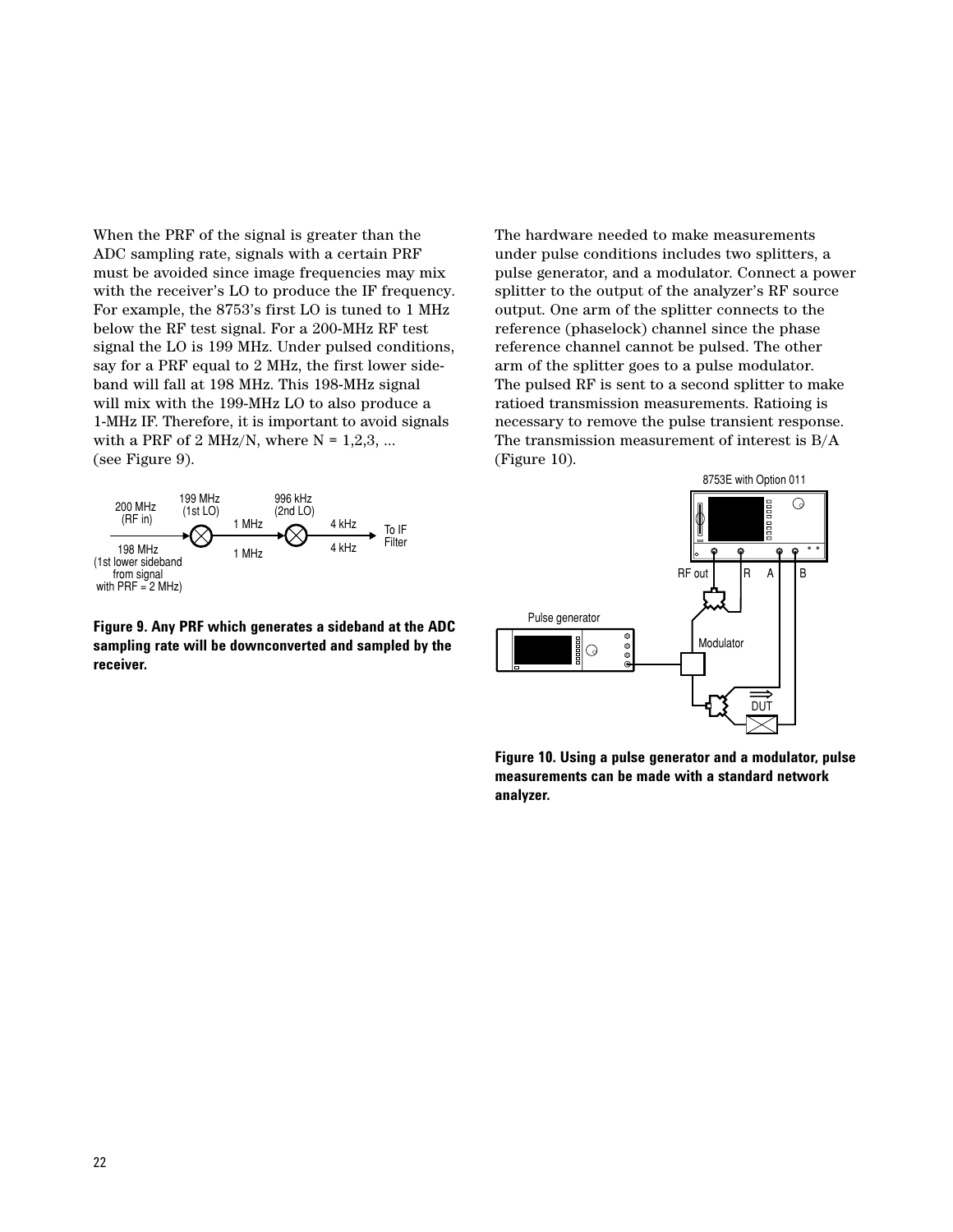When the PRF of the signal is greater than the ADC sampling rate, signals with a certain PRF must be avoided since image frequencies may mix with the receiver's LO to produce the IF frequency. For example, the 8753's first LO is tuned to 1 MHz below the RF test signal. For a 200-MHz RF test signal the LO is 199 MHz. Under pulsed conditions, say for a PRF equal to 2 MHz, the first lower sideband will fall at 198 MHz. This 198-MHz signal will mix with the 199-MHz LO to also produce a 1-MHz IF. Therefore, it is important to avoid signals with a PRF of 2 MHz/N, where N = 1,2,3, ... (see Figure 9).

**Figure 9. Any PRF which generates a sideband at the ADC sampling rate will be downconverted and sampled by the receiver.**

The hardware needed to make measurements under pulse conditions includes two splitters, a pulse generator, and a modulator. Connect a power splitter to the output of the analyzer's RF source output. One arm of the splitter connects to the reference (phaselock) channel since the phase reference channel cannot be pulsed. The other arm of the splitter goes to a pulse modulator. The pulsed RF is sent to a second splitter to make ratioed transmission measurements. Ratioing is necessary to remove the pulse transient response. The transmission measurement of interest is B/A (Figure 10).

**Figure 10. Using a pulse generator and a modulator, pulse measurements can be made with a standard network analyzer.**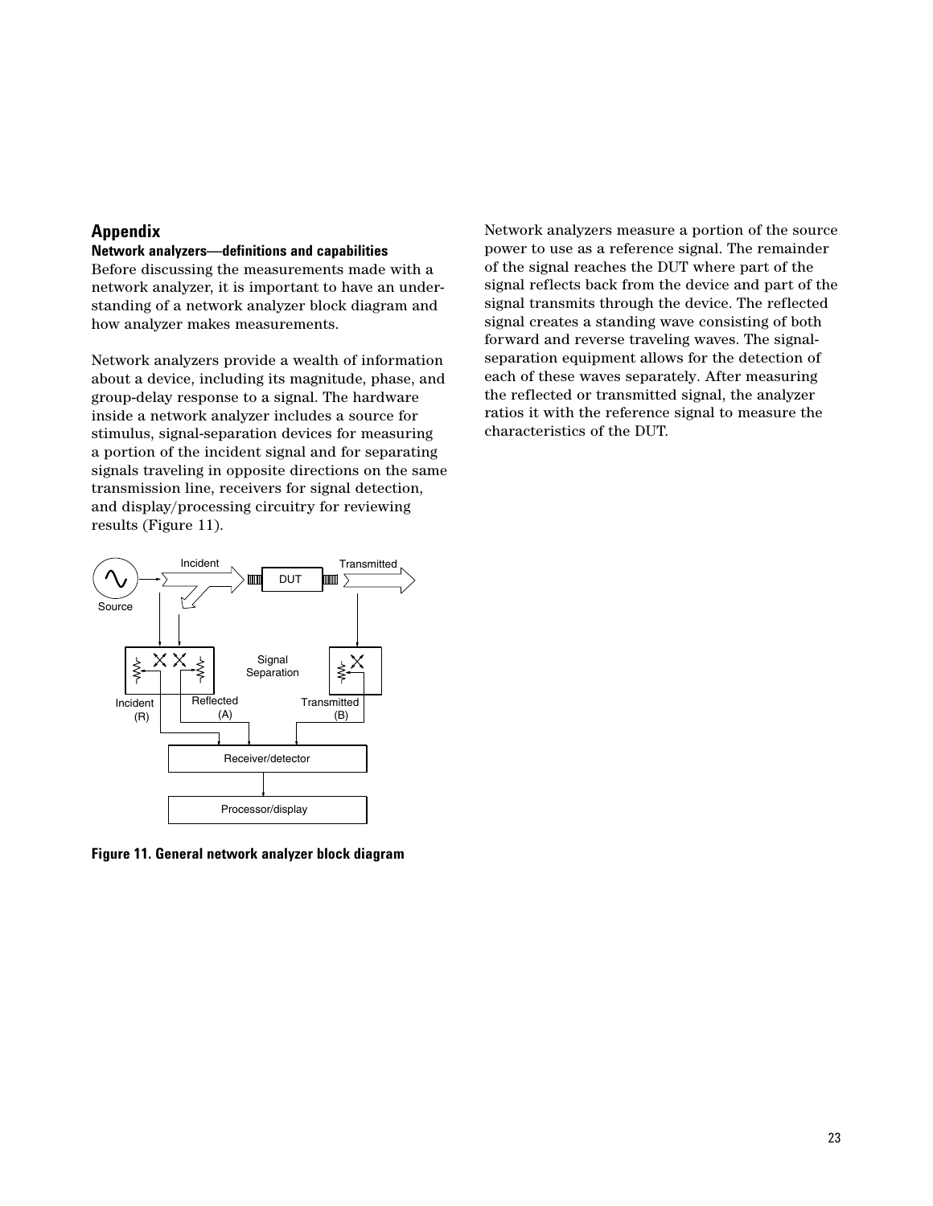# Appendix

## Network analyzers—definitions and capabilities

Before discussing the measurements made with a network analyzer, it is important to have an understanding of a network analyzer block diagram and how analyzer makes measurements.

Network analyzers provide a wealth of information about a device, including its magnitude, phase, and group-delay response to a signal. The hardware inside a network analyzer includes a source for stimulus, signal-separation devices for measuring a portion of the incident signal and for separating signals traveling in opposite directions on the same transmission line, receivers for signal detection, and display/processing circuitry for reviewing results (Figure 11).

**Figure 11. General network analyzer block diagram**

Network analyzers measure a portion of the source power to use as a reference signal. The remainder of the signal reaches the DUT where part of the signal reflects back from the device and part of the signal transmits through the device. The reflected signal creates a standing wave consisting of both forward and reverse traveling waves. The signal-separation equipment allows for the detection of each of these waves separately. After measuring the reflected or transmitted signal, the analyzer ratios it with the reference signal to measure the characteristics of the DUT.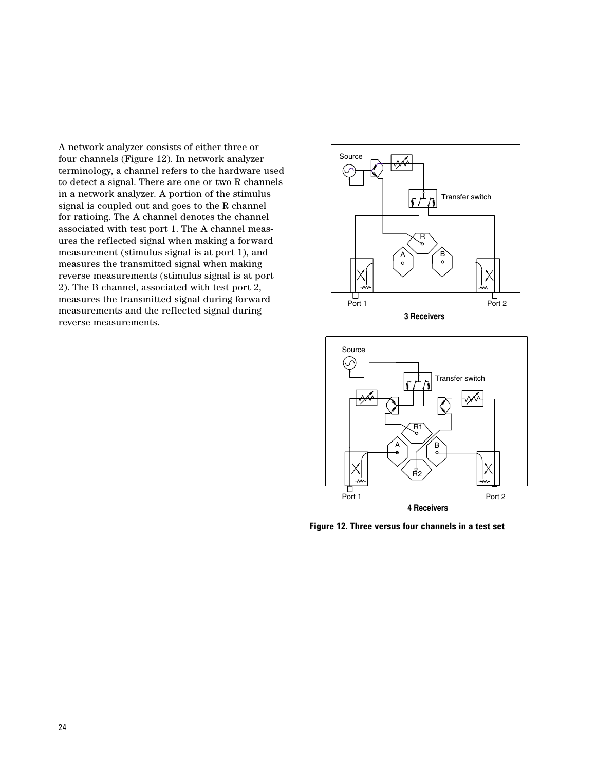A network analyzer consists of either three or four channels (Figure 12). In network analyzer terminology, a channel refers to the hardware used to detect a signal. There are one or two R channels in a network analyzer. A portion of the stimulus signal is coupled out and goes to the R channel for ratioing. The A channel denotes the channel associated with test port 1. The A channel measures the reflected signal when making a forward measurement (stimulus signal is at port 1), and measures the transmitted signal when making reverse measurements (stimulus signal is at port 2). The B channel, associated with test port 2, measures the transmitted signal during forward measurements and the reflected signal during reverse measurements.

**Figure 12. Three versus four channels in a test set**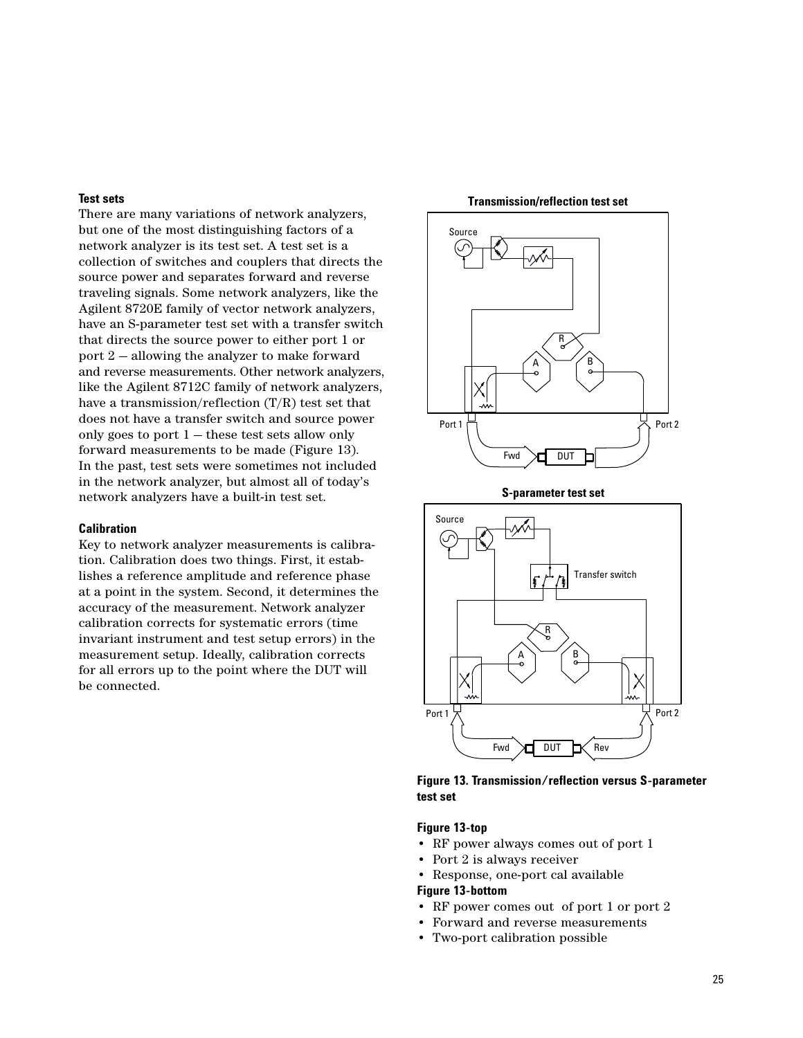### Test sets

There are many variations of network analyzers, but one of the most distinguishing factors of a network analyzer is its test set. A test set is a collection of switches and couplers that directs the source power and separates forward and reverse traveling signals. Some network analyzers, like the Agilent 8720E family of vector network analyzers, have an S-parameter test set with a transfer switch that directs the source power to either port 1 or port 2 — allowing the analyzer to make forward and reverse measurements. Other network analyzers, like the Agilent 8712C family of network analyzers, have a transmission/reflection (T/R) test set that does not have a transfer switch and source power only goes to port 1 — these test sets allow only forward measurements to be made (Figure 13). In the past, test sets were sometimes not included in the network analyzer, but almost all of today's network analyzers have a built-in test set.

### Calibration

Key to network analyzer measurements is calibration. Calibration does two things. First, it establishes a reference amplitude and reference phase at a point in the system. Second, it determines the accuracy of the measurement. Network analyzer calibration corrects for systematic errors (time invariant instrument and test setup errors) in the measurement setup. Ideally, calibration corrects for all errors up to the point where the DUT will be connected.

**Transmission/reflection test set**

**S-parameter test set**

**Figure 13. Transmission/reflection versus S-parameter test set**

**Figure 13-top**

- RF power always comes out of port 1
- Port 2 is always receiver
- Response, one-port cal available

**Figure 13-bottom**

- RF power comes out of port 1 or port 2
- Forward and reverse measurements
- Two-port calibration possible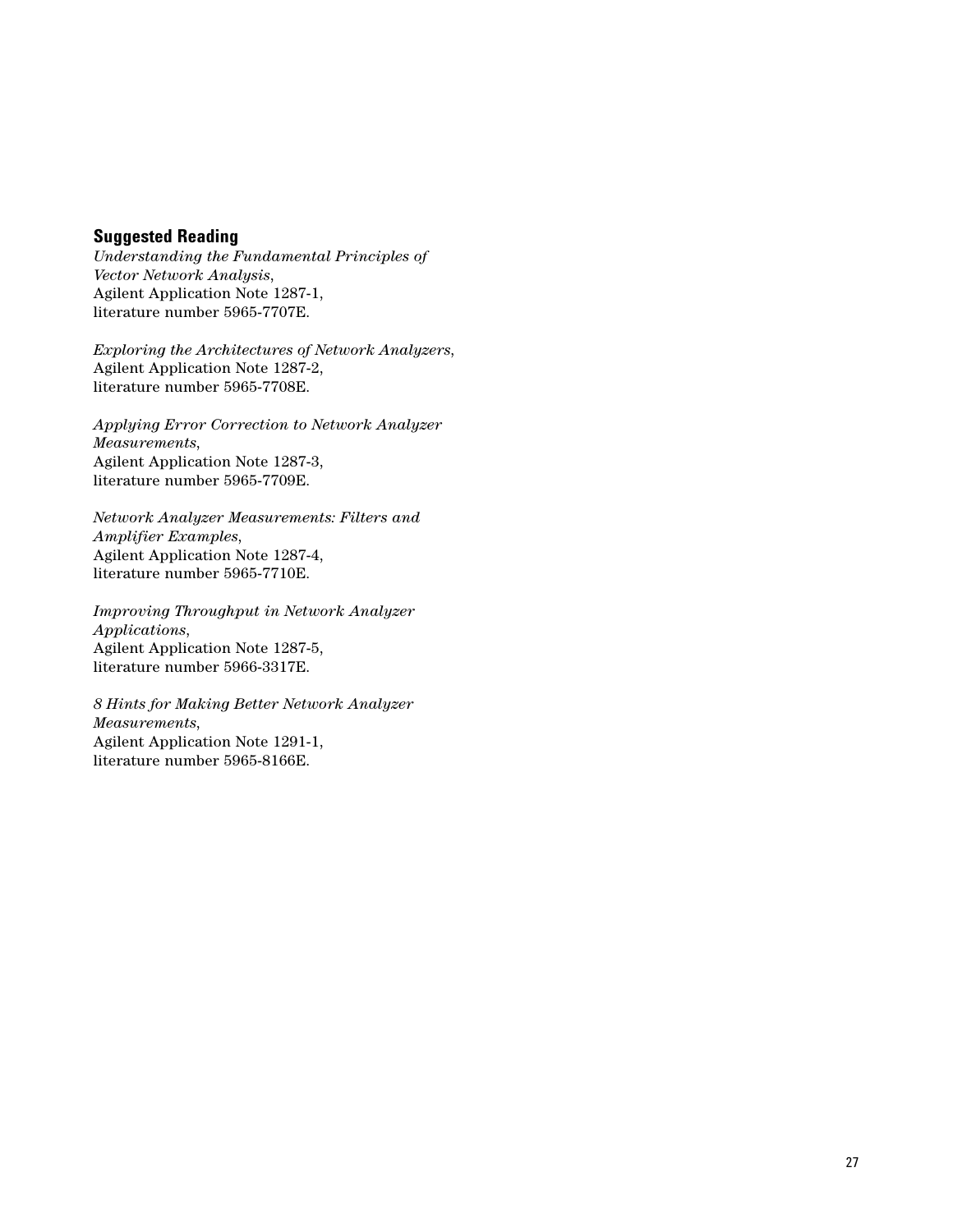## Suggested Reading

*Understanding the Fundamental Principles of Vector Network Analysis*,
Agilent Application Note 1287-1,
literature number 5965-7707E.

*Exploring the Architectures of Network Analyzers*,
Agilent Application Note 1287-2,
literature number 5965-7708E.

*Applying Error Correction to Network Analyzer Measurements*,
Agilent Application Note 1287-3,
literature number 5965-7709E.

*Network Analyzer Measurements: Filters and Amplifier Examples*,
Agilent Application Note 1287-4,
literature number 5965-7710E.

*Improving Throughput in Network Analyzer Applications*,
Agilent Application Note 1287-5,
literature number 5966-3317E.

*8 Hints for Making Better Network Analyzer Measurements*,
Agilent Application Note 1291-1,
literature number 5965-8166E.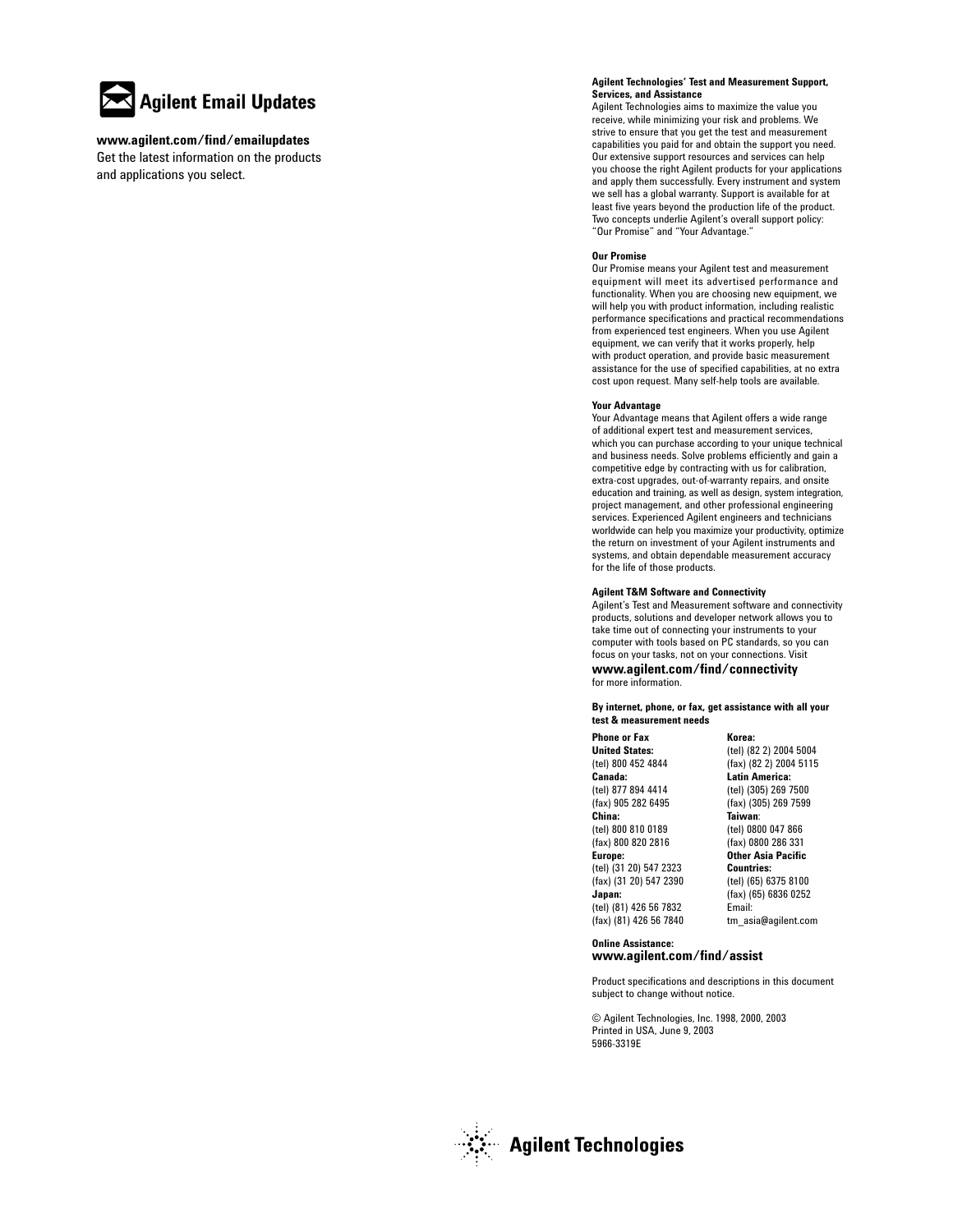## Agilent Email Updates

**www.agilent.com/find/emailupdates**
Get the latest information on the products and applications you select.

**Agilent Technologies' Test and Measurement Support, Services, and Assistance**

Agilent Technologies aims to maximize the value you receive, while minimizing your risk and problems. We strive to ensure that you get the test and measurement capabilities you paid for and obtain the support you need. Our extensive support resources and services can help you choose the right Agilent products for your applications and apply them successfully. Every instrument and system we sell has a global warranty. Support is available for at least five years beyond the production life of the product. Two concepts underlie Agilent's overall support policy: "Our Promise" and "Your Advantage."

**Our Promise**

Our Promise means your Agilent test and measurement equipment will meet its advertised performance and functionality. When you are choosing new equipment, we will help you with product information, including realistic performance specifications and practical recommendations from experienced test engineers. When you use Agilent equipment, we can verify that it works properly, help with product operation, and provide basic measurement assistance for the use of specified capabilities, at no extra cost upon request. Many self-help tools are available.

**Your Advantage**

Your Advantage means that Agilent offers a wide range of additional expert test and measurement services, which you can purchase according to your unique technical and business needs. Solve problems efficiently and gain a competitive edge by contracting with us for calibration, extra-cost upgrades, out-of-warranty repairs, and onsite education and training, as well as design, system integration, project management, and other professional engineering services. Experienced Agilent engineers and technicians worldwide can help you maximize your productivity, optimize the return on investment of your Agilent instruments and systems, and obtain dependable measurement accuracy for the life of those products.

**Agilent T&M Software and Connectivity**

Agilent's Test and Measurement software and connectivity products, solutions and developer network allows you to take time out of connecting your instruments to your computer with tools based on PC standards, so you can focus on your tasks, not on your connections. Visit
**www.agilent.com/find/connectivity**
for more information.

**By internet, phone, or fax, get assistance with all your test & measurement needs**

**Phone or Fax**

**United States:**
(tel) 800 452 4844

**Canada:**
(tel) 877 894 4414
(fax) 905 282 6495

**China:**
(tel) 800 810 0189
(fax) 800 820 2816

**Europe:**
(tel) (31 20) 547 2323
(fax) (31 20) 547 2390

**Japan:**
(tel) (81) 426 56 7832
(fax) (81) 426 56 7840

**Korea:**
(tel) (82 2) 2004 5004
(fax) (82 2) 2004 5115

**Latin America:**
(tel) (305) 269 7500
(fax) (305) 269 7599

**Taiwan**:
(tel) 0800 047 866
(fax) 0800 286 331

**Other Asia Pacific Countries:**
(tel) (65) 6375 8100
(fax) (65) 6836 0252
Email:
tm_asia@agilent.com

**Online Assistance:**
**www.agilent.com/find/assist**

Product specifications and descriptions in this document subject to change without notice.

© Agilent Technologies, Inc. 1998, 2000, 2003
Printed in USA, June 9, 2003
5966-3319E

**Agilent Technologies**